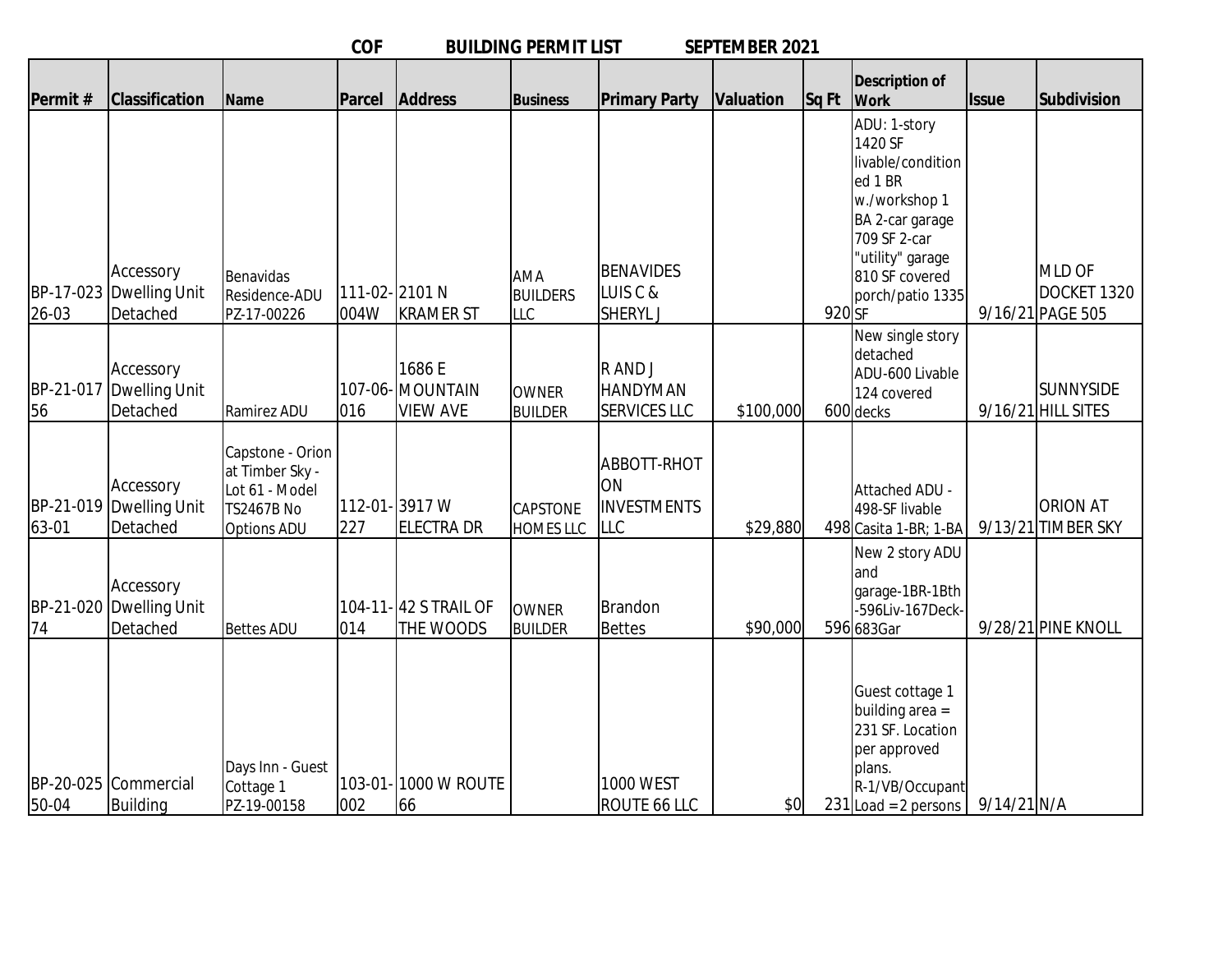# COF BUILDING PERMIT LIST SEPTEMBER 2021

| Permit # | Classification | Name | Parcel | Address | Business | Primary Party | Valuation | Sq Ft | Description of Work | Issue | Subdivision |
|---|---|---|---|---|---|---|---|---|---|---|---|
| BP-17-023 26-03 | Accessory Dwelling Unit Detached | Benavidas Residence-ADU PZ-17-00226 | 111-02-004W | 2101 N KRAMER ST | AMA BUILDERS LLC | BENAVIDES LUIS C & SHERYL J | | 920 | ADU: 1-story 1420 SF livable/conditioned 1 BR w./workshop 1 BA 2-car garage 709 SF 2-car "utility" garage 810 SF covered porch/patio 1335 SF | 9/16/21 | MLD OF DOCKET 1320 PAGE 505 |
| BP-21-017 56 | Accessory Dwelling Unit Detached | Ramirez ADU | 107-06-016 | 1686 E MOUNTAIN VIEW AVE | OWNER BUILDER | R AND J HANDYMAN SERVICES LLC | $100,000 | 600 | New single story detached ADU-600 Livable 124 covered decks | 9/16/21 | SUNNYSIDE HILL SITES |
| BP-21-019 63-01 | Accessory Dwelling Unit Detached | Capstone - Orion at Timber Sky - Lot 61 - Model TS2467B No Options ADU | 112-01-227 | 3917 W ELECTRA DR | CAPSTONE HOMES LLC | ABBOTT-RHOTON INVESTMENTS LLC | $29,880 | 498 | Attached ADU - 498-SF livable Casita 1-BR; 1-BA | 9/13/21 | ORION AT TIMBER SKY |
| BP-21-020 74 | Accessory Dwelling Unit Detached | Bettes ADU | 104-11-014 | 42 S TRAIL OF THE WOODS | OWNER BUILDER | Brandon Bettes | $90,000 | 596 | New 2 story ADU and garage-1BR-1Bth-596Liv-167Deck-683Gar | 9/28/21 | PINE KNOLL |
| BP-20-025 50-04 | Commercial Building | Days Inn - Guest Cottage 1 PZ-19-00158 | 103-01-002 | 1000 W ROUTE 66 | | 1000 WEST ROUTE 66 LLC | $0 | 231 | Guest cottage 1 building area = 231 SF. Location per approved plans. R-1/VB/Occupant Load =2 persons | 9/14/21 | N/A |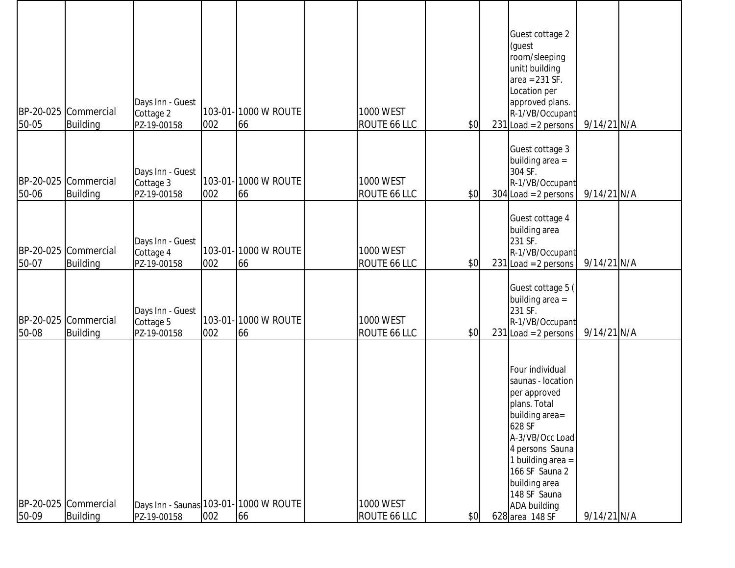| | | | | | | | | | | | | |
|---|---|---|---|---|---|---|---|---|---|---|---|---|
| BP-20-02550-05 | Commercial Building | Days Inn - Guest Cottage 2 PZ-19-00158 | 103-01-002 | 1000 W ROUTE 66 | | 1000 WEST ROUTE 66 LLC | | $0 | 231 | Guest cottage 2 (guest room/sleeping unit) building area =231 SF. Location per approved plans. R-1/VB/Occupant Load =2 persons | 9/14/21 | N/A |
| BP-20-02550-06 | Commercial Building | Days Inn - Guest Cottage 3 PZ-19-00158 | 103-01-002 | 1000 W ROUTE 66 | | 1000 WEST ROUTE 66 LLC | | $0 | 304 | Guest cottage 3 building area = 304 SF. R-1/VB/Occupant Load =2 persons | 9/14/21 | N/A |
| BP-20-02550-07 | Commercial Building | Days Inn - Guest Cottage 4 PZ-19-00158 | 103-01-002 | 1000 W ROUTE 66 | | 1000 WEST ROUTE 66 LLC | | $0 | 231 | Guest cottage 4 building area 231 SF. R-1/VB/Occupant Load =2 persons | 9/14/21 | N/A |
| BP-20-02550-08 | Commercial Building | Days Inn - Guest Cottage 5 PZ-19-00158 | 103-01-002 | 1000 W ROUTE 66 | | 1000 WEST ROUTE 66 LLC | | $0 | 231 | Guest cottage 5 ( building area = 231 SF. R-1/VB/Occupant Load =2 persons | 9/14/21 | N/A |
| BP-20-02550-09 | Commercial Building | Days Inn - Saunas PZ-19-00158 | 103-01-002 | 1000 W ROUTE 66 | | 1000 WEST ROUTE 66 LLC | | $0 | 628 | Four individual saunas - location per approved plans. Total building area= 628 SF A-3/VB/Occ Load 4 persons Sauna 1 building area = 166 SF Sauna 2 building area 148 SF Sauna ADA building area 148 SF | 9/14/21 | N/A |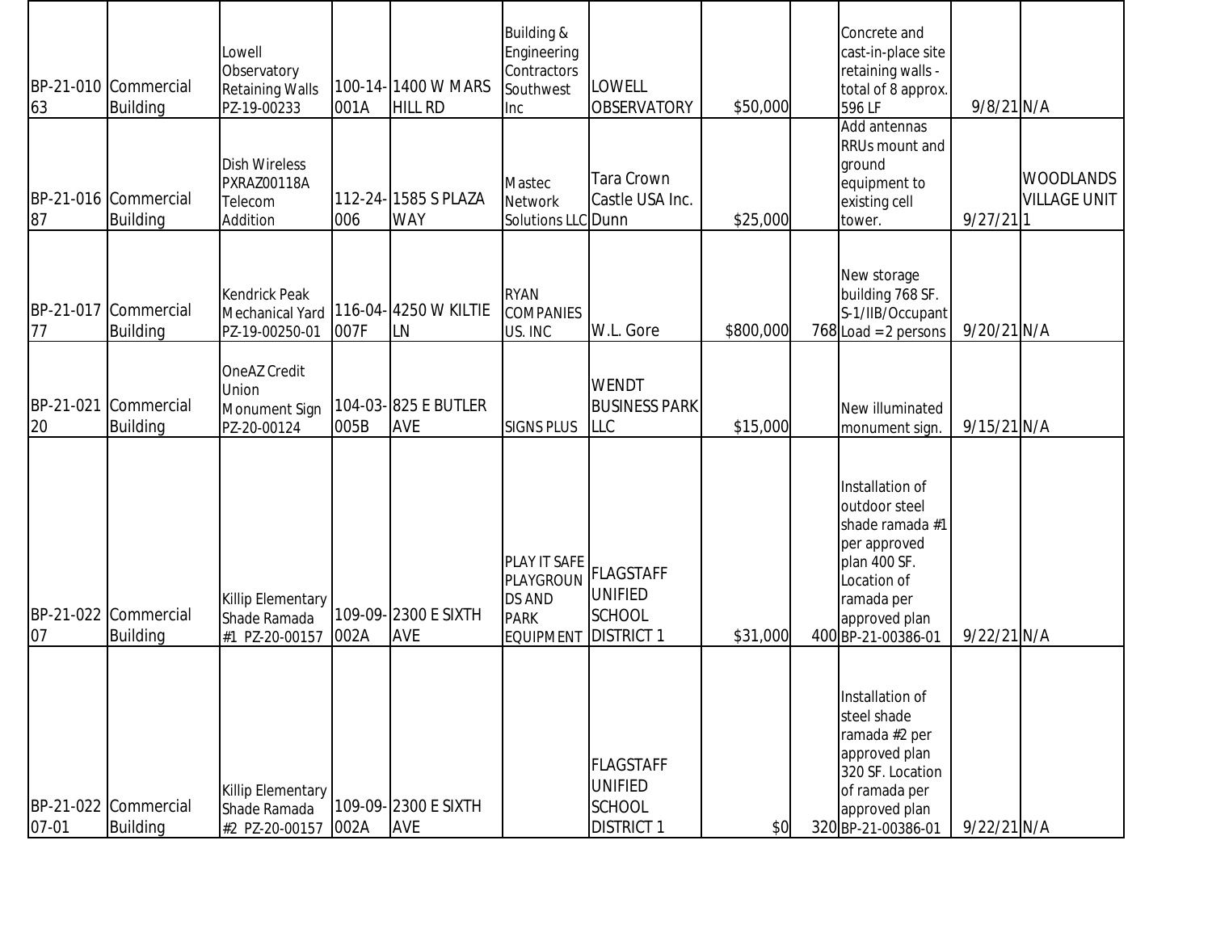| | | | | | | | | | | | |
|---|---|---|---|---|---|---|---|---|---|---|---|
| BP-21-01063 | Commercial Building | Lowell Observatory Retaining Walls PZ-19-00233 | 100-14-001A | 1400 W MARS HILL RD | Building & Engineering Contractors Southwest Inc | LOWELL OBSERVATORY | $50,000 | | Concrete and cast-in-place site retaining walls - total of 8 approx. 596 LF | 9/8/21 | N/A |
| BP-21-01687 | Commercial Building | Dish Wireless PXRAZ00118A Telecom Addition | 112-24-006 | 1585 S PLAZA WAY | Mastec Network Solutions LLC | Tara Crown Castle USA Inc. Dunn | $25,000 | | Add antennas RRUs mount and ground equipment to existing cell tower. | 9/27/21 | WOODLANDS VILLAGE UNIT 1 |
| BP-21-01777 | Commercial Building | Kendrick Peak Mechanical Yard PZ-19-00250-01 | 116-04-007F | 4250 W KILTIE LN | RYAN COMPANIES US. INC | W.L. Gore | $800,000 | 768 | New storage building 768 SF. S-1/IIB/Occupant Load = 2 persons | 9/20/21 | N/A |
| BP-21-02120 | Commercial Building | OneAZ Credit Union Monument Sign PZ-20-00124 | 104-03-005B | 825 E BUTLER AVE | SIGNS PLUS | WENDT BUSINESS PARK LLC | $15,000 | | New illuminated monument sign. | 9/15/21 | N/A |
| BP-21-02207 | Commercial Building | Killip Elementary Shade Ramada #1 PZ-20-00157 | 109-09-002A | 2300 E SIXTH AVE | PLAY IT SAFE PLAYGROUNDS AND PARK EQUIPMENT | FLAGSTAFF UNIFIED SCHOOL DISTRICT 1 | $31,000 | 400 | Installation of outdoor steel shade ramada #1 per approved plan 400 SF. Location of ramada per approved plan BP-21-00386-01 | 9/22/21 | N/A |
| BP-21-02207-01 | Commercial Building | Killip Elementary Shade Ramada #2 PZ-20-00157 | 109-09-002A | 2300 E SIXTH AVE | | FLAGSTAFF UNIFIED SCHOOL DISTRICT 1 | $0 | 320 | Installation of steel shade ramada #2 per approved plan 320 SF. Location of ramada per approved plan BP-21-00386-01 | 9/22/21 | N/A |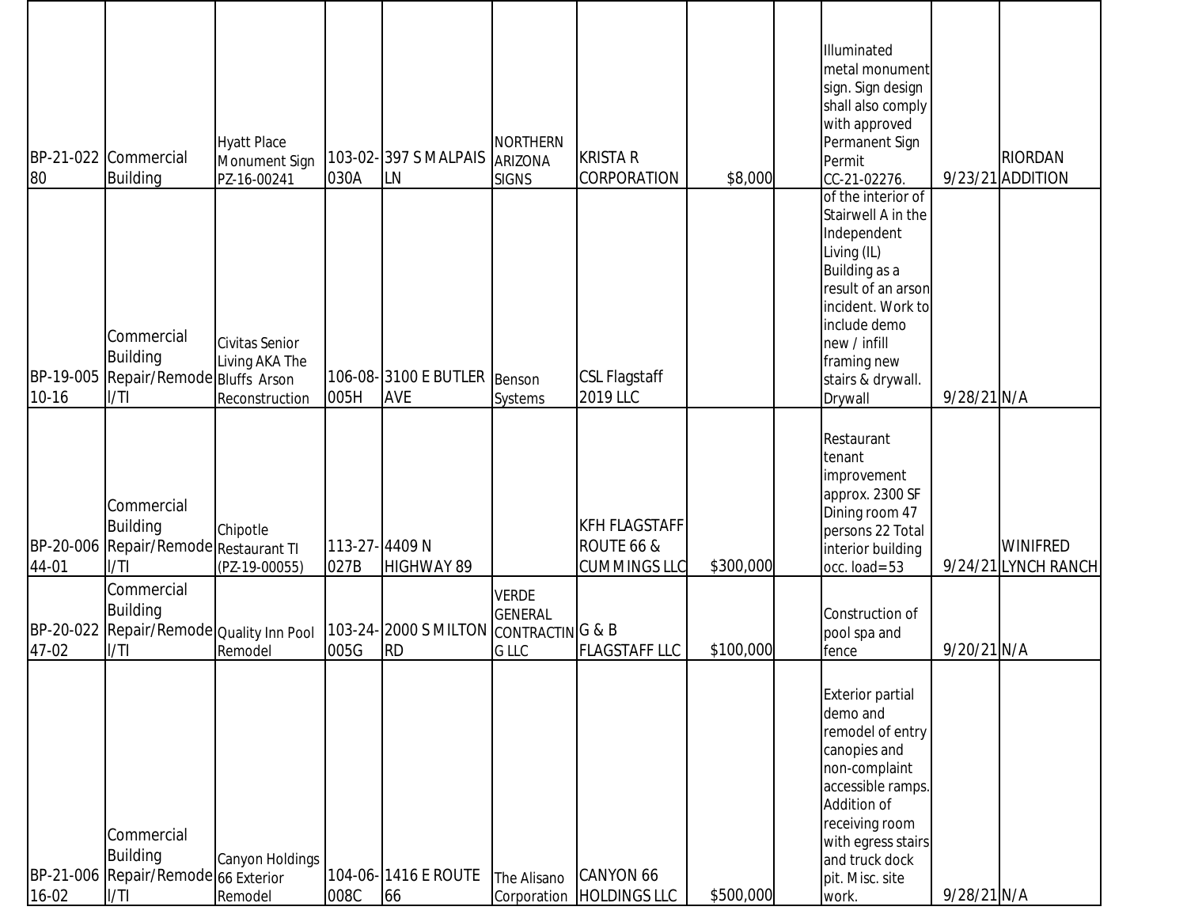| | | | | | | | | | | | |
|---|---|---|---|---|---|---|---|---|---|---|---|
| BP-21-02280 | Commercial Building | Hyatt Place Monument Sign PZ-16-00241 | 103-02-030A | 397 S MALPAIS LN | NORTHERN ARIZONA SIGNS | KRISTA R CORPORATION | $8,000 | | Illuminated metal monument sign. Sign design shall also comply with approved Permanent Sign Permit CC-21-02276. | 9/23/21 | RIORDAN ADDITION |
| BP-19-00510-16 | Commercial Building Repair/Remodel/TI | Civitas Senior Living AKA The Bluffs Arson Reconstruction | 106-08-005H | 3100 E BUTLER AVE | Benson Systems | CSL Flagstaff 2019 LLC | | | of the interior of Stairwell A in the Independent Living (IL) Building as a result of an arson incident. Work to include demo new / infill framing new stairs & drywall. Drywall | 9/28/21 | N/A |
| BP-20-00644-01 | Commercial Building Repair/Remodel/TI | Chipotle Restaurant TI (PZ-19-00055) | 113-27-027B | 4409 N HIGHWAY 89 | | KFH FLAGSTAFF ROUTE 66 & CUMMINGS LLC | $300,000 | | Restaurant tenant improvement approx. 2300 SF Dining room 47 persons 22 Total interior building occ. load=53 | 9/24/21 | WINIFRED LYNCH RANCH |
| BP-20-02247-02 | Commercial Building Repair/Remodel/TI | Quality Inn Pool Remodel | 103-24-005G | 2000 S MILTON RD | VERDE GENERAL CONTRACTING LLC | G & B FLAGSTAFF LLC | $100,000 | | Construction of pool spa and fence | 9/20/21 | N/A |
| BP-21-00616-02 | Commercial Building Repair/Remodel/TI | Canyon Holdings 66 Exterior Remodel | 104-06-008C | 1416 E ROUTE 66 | The Alisano Corporation | CANYON 66 HOLDINGS LLC | $500,000 | | Exterior partial demo and remodel of entry canopies and non-complaint accessible ramps. Addition of receiving room with egress stairs and truck dock pit. Misc. site work. | 9/28/21 | N/A |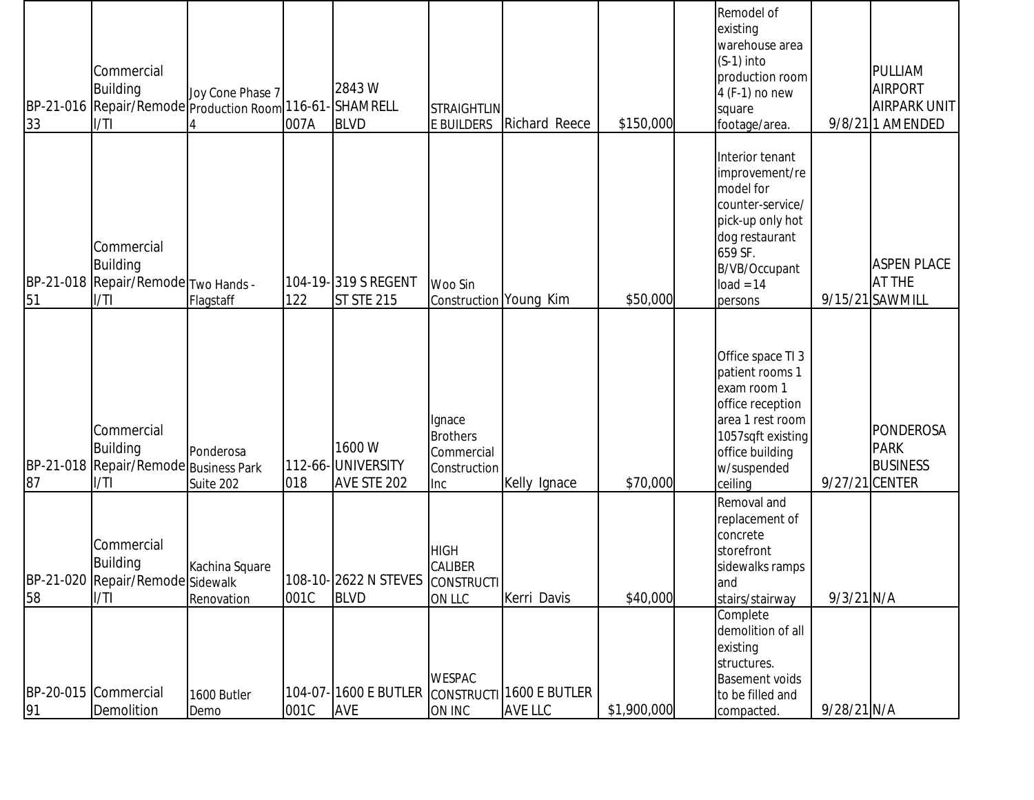| | | | | | | | | | | | |
|---|---|---|---|---|---|---|---|---|---|---|---|
| BP-21-01633 | Commercial Building Repair/Remodel/TI | Joy Cone Phase 7 Production Room 4 | 116-61-007A | 2843 W SHAMRELL BLVD | STRAIGHTLINE BUILDERS | Richard Reece | $150,000 | | Remodel of existing warehouse area (S-1) into production room 4 (F-1) no new square footage/area. | 9/8/21 | PULLIAM AIRPORT AIRPARK UNIT 1 AMENDED |
| BP-21-01851 | Commercial Building Repair/Remodel/TI | Two Hands - Flagstaff | 104-19-122 | 319 S REGENT ST STE 215 | Woo Sin Construction | Young Kim | $50,000 | | Interior tenant improvement/remodel for counter-service/pick-up only hot dog restaurant 659 SF. B/VB/Occupant load = 14 persons | 9/15/21 | ASPEN PLACE AT THE SAWMILL |
| BP-21-01887 | Commercial Building Repair/Remodel/TI | Ponderosa Business Park Suite 202 | 112-66-018 | 1600 W UNIVERSITY AVE STE 202 | Ignace Brothers Commercial Construction Inc | Kelly Ignace | $70,000 | | Office space TI 3 patient rooms 1 exam room 1 office reception area 1 rest room 1057sqft existing office building w/suspended ceiling | 9/27/21 | PONDEROSA PARK BUSINESS CENTER |
| BP-21-02058 | Commercial Building Repair/Remodel/TI | Kachina Square Sidewalk Renovation | 108-10-001C | 2622 N STEVES BLVD | HIGH CALIBER CONSTRUCTION LLC | Kerri Davis | $40,000 | | Removal and replacement of concrete storefront sidewalks ramps and stairs/stairway | 9/3/21 | N/A |
| BP-20-01591 | Commercial Demolition | 1600 Butler Demo | 104-07-001C | 1600 E BUTLER AVE | WESPAC CONSTRUCTION INC | 1600 E BUTLER AVE LLC | $1,900,000 | | Complete demolition of all existing structures. Basement voids to be filled and compacted. | 9/28/21 | N/A |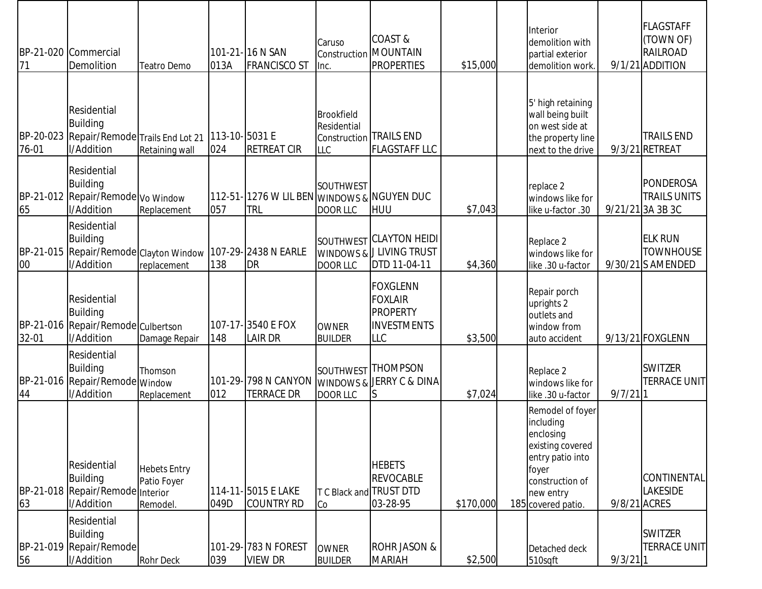| | | | | | | | | | | | |
|---|---|---|---|---|---|---|---|---|---|---|---|
| BP-21-02071 | Commercial Demolition | Teatro Demo | 101-21-013A | 16 N SAN FRANCISCO ST | Caruso Construction Inc. | COAST & MOUNTAIN PROPERTIES | $15,000 | | Interior demolition with partial exterior demolition work. | 9/1/21 | FLAGSTAFF (TOWN OF) RAILROAD ADDITION |
| BP-20-02376-01 | Residential Building Repair/Remodel/Addition | Trails End Lot 21 Retaining wall | 113-10-024 | 5031 E RETREAT CIR | Brookfield Residential Construction LLC | TRAILS END FLAGSTAFF LLC | | | 5' high retaining wall being built on west side at the property line next to the drive | 9/3/21 | TRAILS END RETREAT |
| BP-21-01265 | Residential Building Repair/Remodel/Addition | Vo Window Replacement | 112-51-057 | 1276 W LIL BEN TRL | SOUTHWEST WINDOWS & DOOR LLC | NGUYEN DUC HUU | $7,043 | | replace 2 windows like for like u-factor .30 | 9/21/21 | PONDEROSA TRAILS UNITS 3A 3B 3C |
| BP-21-01500 | Residential Building Repair/Remodel/Addition | Clayton Window replacement | 107-29-138 | 2438 N EARLE DR | SOUTHWEST WINDOWS & DOOR LLC | CLAYTON HEIDI J LIVING TRUST DTD 11-04-11 | $4,360 | | Replace 2 windows like for like .30 u-factor | 9/30/21 | ELK RUN TOWNHOUSES AMENDED |
| BP-21-01632-01 | Residential Building Repair/Remodel/Addition | Culbertson Damage Repair | 107-17-148 | 3540 E FOX LAIR DR | OWNER BUILDER | FOXGLENN FOXLAIR PROPERTY INVESTMENTS LLC | $3,500 | | Repair porch uprights 2 outlets and window from auto accident | 9/13/21 | FOXGLENN |
| BP-21-01644 | Residential Building Repair/Remodel/Addition | Thomson Window Replacement | 101-29-012 | 798 N CANYON TERRACE DR | SOUTHWEST WINDOWS & DOOR LLC | THOMPSON JERRY C & DINA S | $7,024 | | Replace 2 windows like for like .30 u-factor | 9/7/21 | SWITZER TERRACE UNIT 1 |
| BP-21-01863 | Residential Building Repair/Remodel/Addition | Hebets Entry Patio Foyer Interior Remodel. | 114-11-049D | 5015 E LAKE COUNTRY RD | T C Black and Co | HEBETS REVOCABLE TRUST DTD 03-28-95 | $170,000 | 185 | Remodel of foyer including enclosing existing covered entry patio into foyer construction of new entry covered patio. | 9/8/21 | CONTINENTAL LAKESIDE ACRES |
| BP-21-01956 | Residential Building Repair/Remodel/Addition | Rohr Deck | 101-29-039 | 783 N FOREST VIEW DR | OWNER BUILDER | ROHR JASON & MARIAH | $2,500 | | Detached deck 510sqft | 9/3/21 | SWITZER TERRACE UNIT 1 |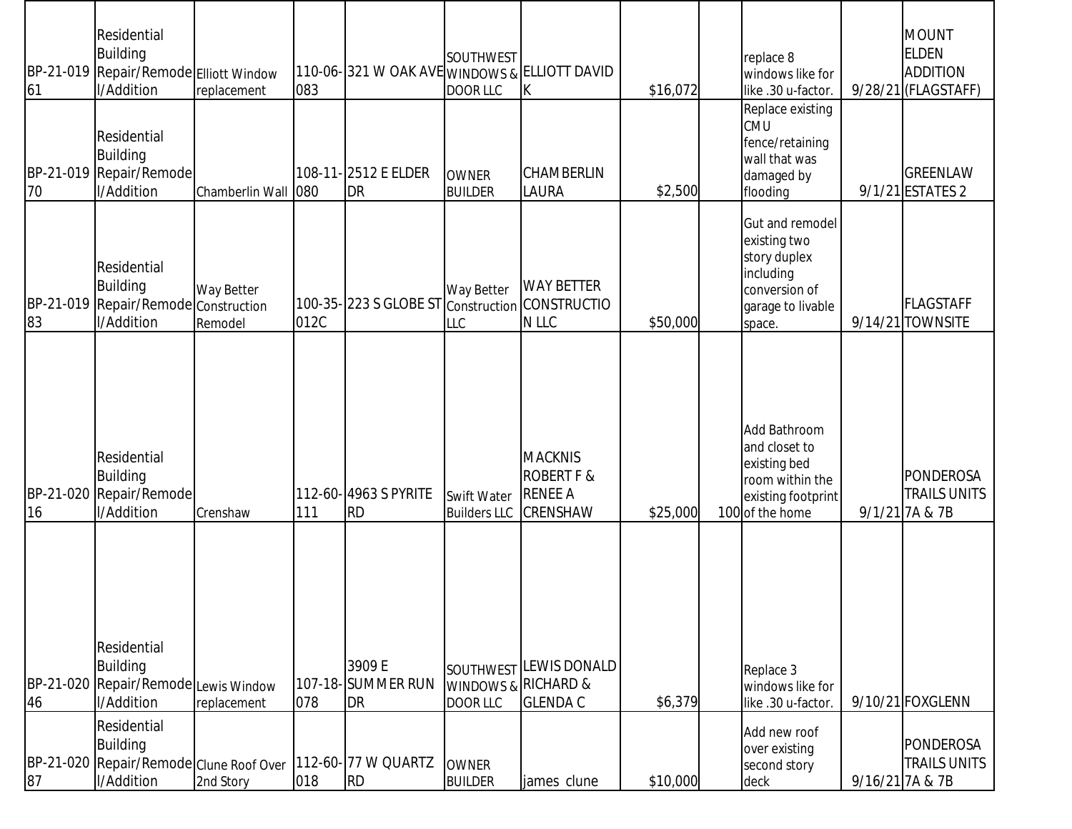| | | | | | | | | | | | |
|---|---|---|---|---|---|---|---|---|---|---|---|
| BP-21-01961 | Residential Building Repair/Remodel/Addition | Elliott Window replacement | 110-06-083 | 321 W OAK AVE | SOUTHWEST WINDOWS & DOOR LLC | ELLIOTT DAVID K | $16,072 | | replace 8 windows like for like .30 u-factor. | 9/28/21 | MOUNT ELDEN ADDITION (FLAGSTAFF) |
| BP-21-01970 | Residential Building Repair/Remodel/Addition | Chamberlin Wall | 108-11-080 | 2512 E ELDER DR | OWNER BUILDER | CHAMBERLIN LAURA | $2,500 | | Replace existing CMU fence/retaining wall that was damaged by flooding | 9/1/21 | GREENLAW ESTATES 2 |
| BP-21-01983 | Residential Building Repair/Remodel/Addition | Way Better Construction Remodel | 100-35-012C | 223 S GLOBE ST | Way Better Construction LLC | WAY BETTER CONSTRUCTION LLC | $50,000 | | Gut and remodel existing two story duplex including conversion of garage to livable space. | 9/14/21 | FLAGSTAFF TOWNSITE |
| BP-21-02016 | Residential Building Repair/Remodel/Addition | Crenshaw | 112-60-111 | 4963 S PYRITE RD | Swift Water Builders LLC | MACKNIS ROBERT F & RENEE A CRENSHAW | $25,000 | 100 | Add Bathroom and closet to existing bed room within the existing footprint of the home | 9/1/21 | PONDEROSA TRAILS UNITS 7A & 7B |
| BP-21-02046 | Residential Building Repair/Remodel/Addition | Lewis Window replacement | 107-18-078 | 3909 E SUMMER RUN DR | SOUTHWEST WINDOWS & DOOR LLC | LEWIS DONALD RICHARD & GLENDA C | $6,379 | | Replace 3 windows like for like .30 u-factor. | 9/10/21 | FOXGLENN |
| BP-21-02087 | Residential Building Repair/Remodel/Addition | Clune Roof Over 2nd Story | 112-60-018 | 77 W QUARTZ RD | OWNER BUILDER | james clune | $10,000 | | Add new roof over existing second story deck | 9/16/21 | PONDEROSA TRAILS UNITS 7A & 7B |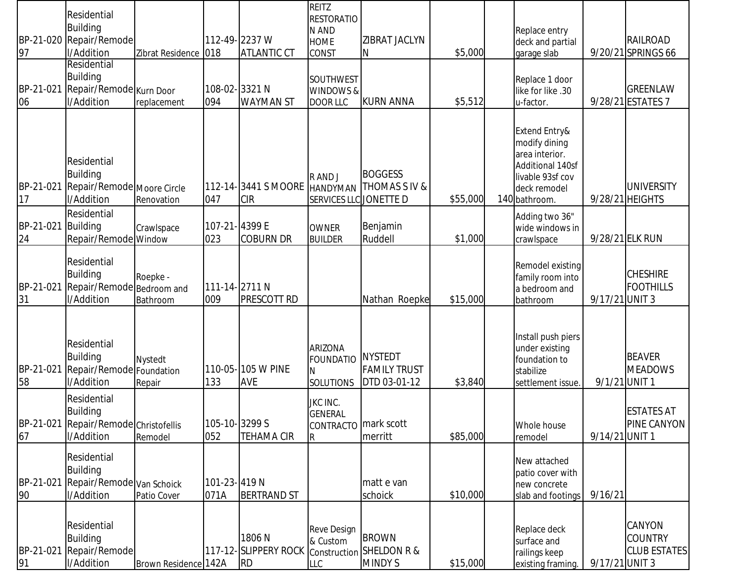| | | | | | | | | | | | |
|---|---|---|---|---|---|---|---|---|---|---|---|
| BP-21-02097 | Residential Building Repair/Remodel/Addition | Zibrat Residence | 112-49-018 | 2237 W ATLANTIC CT | REITZ RESTORATION AND HOME CONST | ZIBRAT JACLYN N | $5,000 | | Replace entry deck and partial garage slab | 9/20/21 | RAILROAD SPRINGS 66 |
| BP-21-02106 | Residential Building Repair/Remodel/Addition | Kurn Door replacement | 108-02-094 | 3321 N WAYMAN ST | SOUTHWEST WINDOWS & DOOR LLC | KURN ANNA | $5,512 | | Replace 1 door like for like .30 u-factor. | 9/28/21 | GREENLAW ESTATES 7 |
| BP-21-02117 | Residential Building Repair/Remodel/Addition | Moore Circle Renovation | 112-14-047 | 3441 S MOORE CIR | R AND J HANDYMAN SERVICES LLC | BOGGESS THOMAS S IV & JONETTE D | $55,000 | 140 | Extend Entry& modify dining area interior. Additional 140sf livable 93sf cov deck remodel bathroom. | 9/28/21 | UNIVERSITY HEIGHTS |
| BP-21-02124 | Residential Building Repair/Remodel | Crawlspace Window | 107-21-023 | 4399 E COBURN DR | OWNER BUILDER | Benjamin Ruddell | $1,000 | | Adding two 36" wide windows in crawlspace | 9/28/21 | ELK RUN |
| BP-21-02131 | Residential Building Repair/Remodel/Addition | Roepke - Bedroom and Bathroom | 111-14-009 | 2711 N PRESCOTT RD | | Nathan Roepke | $15,000 | | Remodel existing family room into a bedroom and bathroom | 9/17/21 | CHESHIRE FOOTHILLS UNIT 3 |
| BP-21-02158 | Residential Building Repair/Remodel/Addition | Nystedt Foundation Repair | 110-05-133 | 105 W PINE AVE | ARIZONA FOUNDATION SOLUTIONS | NYSTEDT FAMILY TRUST DTD 03-01-12 | $3,840 | | Install push piers under existing foundation to stabilize settlement issue. | 9/1/21 | BEAVER MEADOWS UNIT 1 |
| BP-21-02167 | Residential Building Repair/Remodel/Addition | Christofellis Remodel | 105-10-052 | 3299 S TEHAMA CIR | JKC INC. GENERAL CONTRACTOR | mark scott merritt | $85,000 | | Whole house remodel | 9/14/21 | ESTATES AT PINE CANYON UNIT 1 |
| BP-21-02190 | Residential Building Repair/Remodel/Addition | Van Schoick Patio Cover | 101-23-071A | 419 N BERTRAND ST | | matt e van schoick | $10,000 | | New attached patio cover with new concrete slab and footings | 9/16/21 | |
| BP-21-02191 | Residential Building Repair/Remodel/Addition | Brown Residence | 117-12-142A | 1806 N SLIPPERY ROCK RD | Reve Design & Custom Construction LLC | BROWN SHELDON R & MINDY S | $15,000 | | Replace deck surface and railings keep existing framing. | 9/17/21 | CANYON COUNTRY CLUB ESTATES UNIT 3 |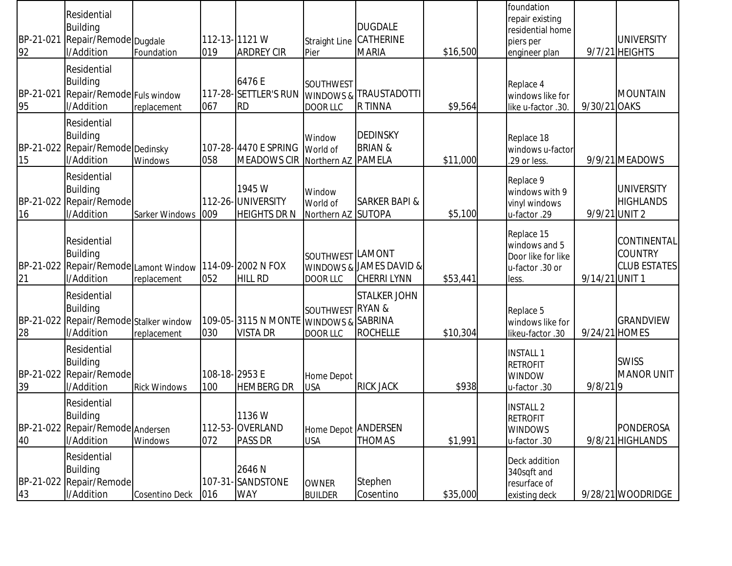| | | | | | | | | | | | |
|---|---|---|---|---|---|---|---|---|---|---|---|
| BP-21-02192 | Residential Building Repair/Remodel/Addition | Dugdale Foundation | 112-13-019 | 1121 W ARDREY CIR | Straight Line Pier | DUGDALE CATHERINE MARIA | $16,500 | | foundation repair existing residential home piers per engineer plan | 9/7/21 | UNIVERSITY HEIGHTS |
| BP-21-02195 | Residential Building Repair/Remodel/Addition | Fuls window replacement | 117-28-067 | 6476 E SETTLER'S RUN RD | SOUTHWEST WINDOWS & DOOR LLC | TRAUSTADOTTIR TINNA | $9,564 | | Replace 4 windows like for like u-factor .30. | 9/30/21 | MOUNTAIN OAKS |
| BP-21-02215 | Residential Building Repair/Remodel/Addition | Dedinsky Windows | 107-28-058 | 4470 E SPRING MEADOWS CIR | Window World of Northern AZ | DEDINSKY BRIAN & PAMELA | $11,000 | | Replace 18 windows u-factor .29 or less. | 9/9/21 | MEADOWS |
| BP-21-02216 | Residential Building Repair/Remodel/Addition | Sarker Windows | 112-26-009 | 1945 W UNIVERSITY HEIGHTS DR N | Window World of Northern AZ | SARKER BAPI & SUTOPA | $5,100 | | Replace 9 windows with 9 vinyl windows u-factor .29 | 9/9/21 | UNIVERSITY HIGHLANDS UNIT 2 |
| BP-21-02221 | Residential Building Repair/Remodel/Addition | Lamont Window replacement | 114-09-052 | 2002 N FOX HILL RD | SOUTHWEST WINDOWS & DOOR LLC | LAMONT JAMES DAVID & CHERRI LYNN | $53,441 | | Replace 15 windows and 5 Door like for like u-factor .30 or less. | 9/14/21 | CONTINENTAL COUNTRY CLUB ESTATES UNIT 1 |
| BP-21-02228 | Residential Building Repair/Remodel/Addition | Stalker window replacement | 109-05-030 | 3115 N MONTE VISTA DR | SOUTHWEST WINDOWS & DOOR LLC | STALKER JOHN RYAN & SABRINA ROCHELLE | $10,304 | | Replace 5 windows like for likeu-factor .30 | 9/24/21 | GRANDVIEW HOMES |
| BP-21-02239 | Residential Building Repair/Remodel/Addition | Rick Windows | 108-18-100 | 2953 E HEMBERG DR | Home Depot USA | RICK JACK | $938 | | INSTALL 1 RETROFIT WINDOW u-factor .30 | 9/8/21 | SWISS MANOR UNIT 9 |
| BP-21-02240 | Residential Building Repair/Remodel/Addition | Andersen Windows | 112-53-072 | 1136 W OVERLAND PASS DR | Home Depot USA | ANDERSEN THOMAS | $1,991 | | INSTALL 2 RETROFIT WINDOWS u-factor .30 | 9/8/21 | PONDEROSA HIGHLANDS |
| BP-21-02243 | Residential Building Repair/Remodel/Addition | Cosentino Deck | 107-31-016 | 2646 N SANDSTONE WAY | OWNER BUILDER | Stephen Cosentino | $35,000 | | Deck addition 340sqft and resurface of existing deck | 9/28/21 | WOODRIDGE |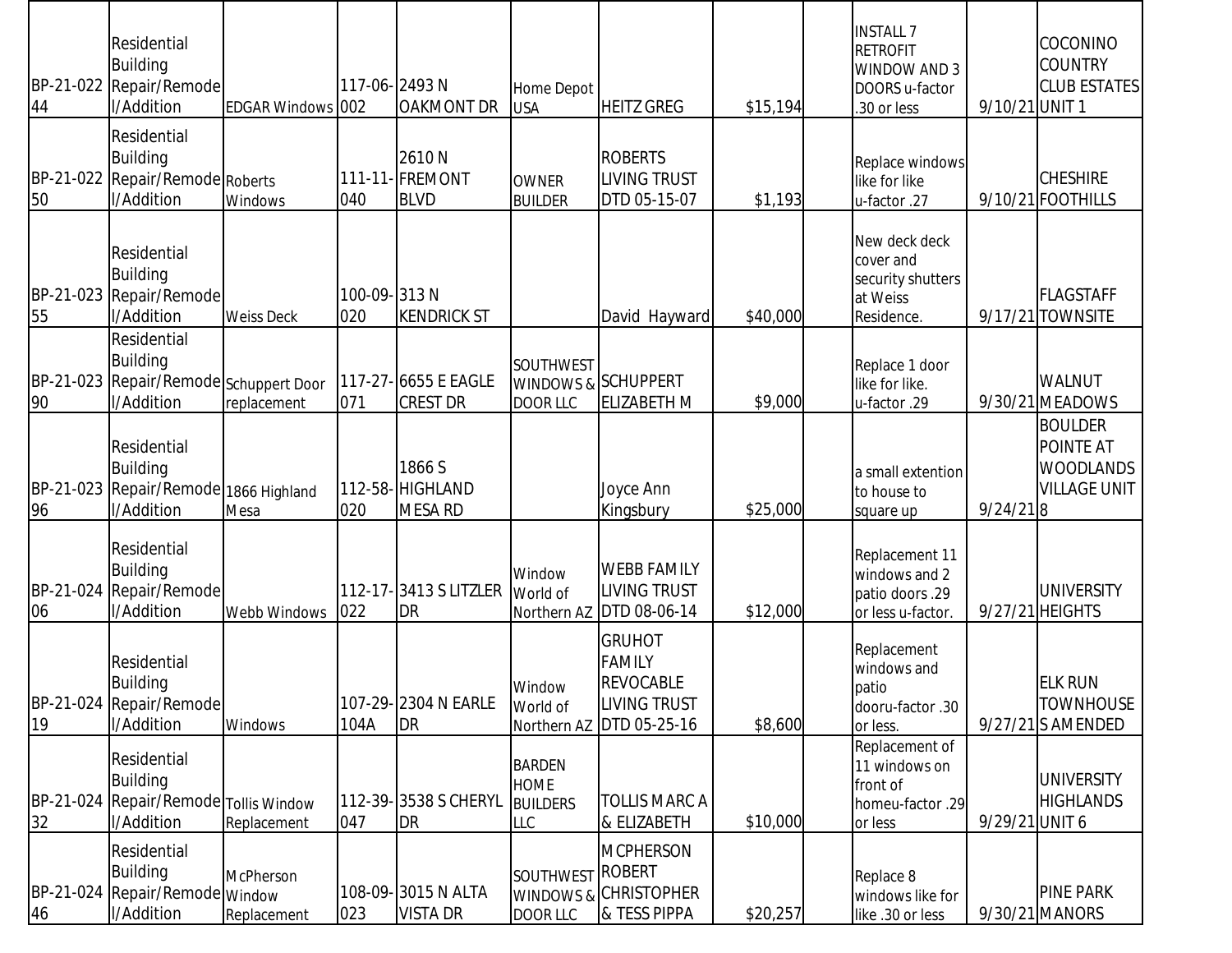| | | | | | | | | | | | |
|---|---|---|---|---|---|---|---|---|---|---|---|
| BP-21-02244 | Residential Building Repair/Remodel/Addition | EDGAR Windows | 117-06-002 | 2493 N OAKMONT DR | Home Depot USA | HEITZ GREG | $15,194 | | INSTALL 7 RETROFIT WINDOW AND 3 DOORS u-factor .30 or less | 9/10/21 | COCONINO COUNTRY CLUB ESTATES UNIT 1 |
| BP-21-02250 | Residential Building Repair/Remodel/Addition | Roberts Windows | 111-11-040 | 2610 N FREMONT BLVD | OWNER BUILDER | ROBERTS LIVING TRUST DTD 05-15-07 | $1,193 | | Replace windows like for like u-factor .27 | 9/10/21 | CHESHIRE FOOTHILLS |
| BP-21-02355 | Residential Building Repair/Remodel/Addition | Weiss Deck | 100-09-020 | 313 N KENDRICK ST | | David Hayward | $40,000 | | New deck deck cover and security shutters at Weiss Residence. | 9/17/21 | FLAGSTAFF TOWNSITE |
| BP-21-02390 | Residential Building Repair/Remodel/Addition | Schuppert Door replacement | 117-27-071 | 6655 E EAGLE CREST DR | SOUTHWEST WINDOWS & DOOR LLC | SCHUPPERT ELIZABETH M | $9,000 | | Replace 1 door like for like. u-factor .29 | 9/30/21 | WALNUT MEADOWS |
| BP-21-02396 | Residential Building Repair/Remodel/Addition | 1866 Highland Mesa | 112-58-020 | 1866 S HIGHLAND MESA RD | | Joyce Ann Kingsbury | $25,000 | | a small extention to house to square up | 9/24/21 | BOULDER POINTE AT WOODLANDS VILLAGE UNIT 8 |
| BP-21-02406 | Residential Building Repair/Remodel/Addition | Webb Windows | 112-17-022 | 3413 S LITZLER DR | Window World of Northern AZ | WEBB FAMILY LIVING TRUST DTD 08-06-14 | $12,000 | | Replacement 11 windows and 2 patio doors .29 or less u-factor. | 9/27/21 | UNIVERSITY HEIGHTS |
| BP-21-02419 | Residential Building Repair/Remodel/Addition | Windows | 107-29-104A | 2304 N EARLE DR | Window World of Northern AZ | GRUHOT FAMILY REVOCABLE LIVING TRUST DTD 05-25-16 | $8,600 | | Replacement windows and patio dooru-factor .30 or less. | 9/27/21 | ELK RUN TOWNHOUSES AMENDED |
| BP-21-02432 | Residential Building Repair/Remodel/Addition | Tollis Window Replacement | 112-39-047 | 3538 S CHERYL DR | BARDEN HOME BUILDERS LLC | TOLLIS MARC A & ELIZABETH | $10,000 | | Replacement of 11 windows on front of homeu-factor .29 or less | 9/29/21 | UNIVERSITY HIGHLANDS UNIT 6 |
| BP-21-02446 | Residential Building Repair/Remodel/Addition | McPherson Window Replacement | 108-09-023 | 3015 N ALTA VISTA DR | SOUTHWEST WINDOWS & DOOR LLC | MCPHERSON ROBERT CHRISTOPHER & TESS PIPPA | $20,257 | | Replace 8 windows like for like .30 or less | 9/30/21 | PINE PARK MANORS |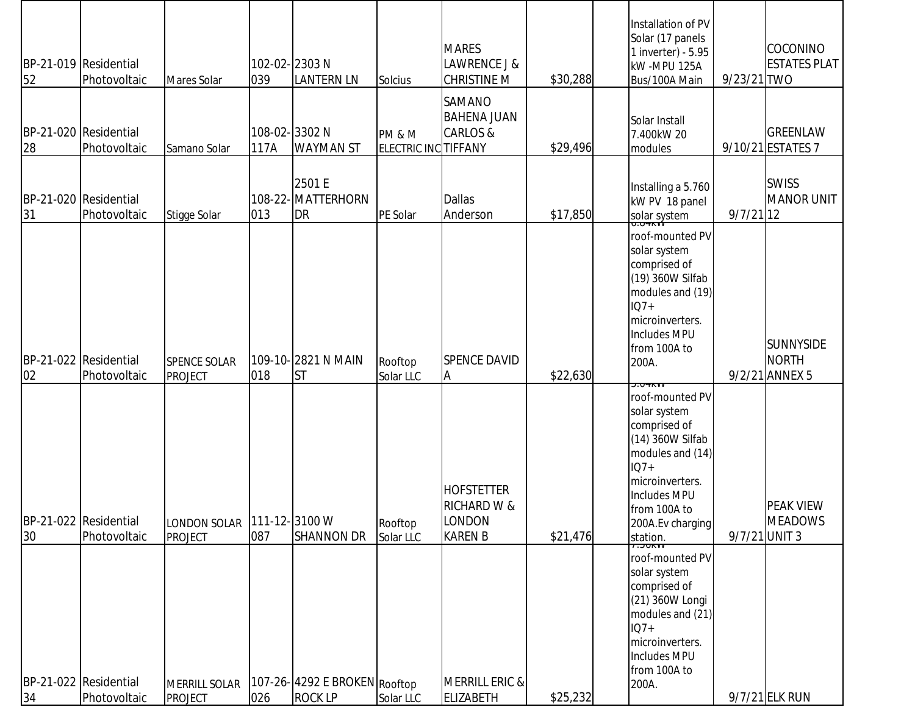| | | | | | | | | | | | |
|---|---|---|---|---|---|---|---|---|---|---|---|
| BP-21-01952 | Residential Photovoltaic | Mares Solar | 102-02-039 | 2303 N LANTERN LN | Solcius | MARES LAWRENCE J & CHRISTINE M | $30,288 | | Installation of PV Solar (17 panels 1 inverter) - 5.95 kW -MPU 125A Bus/100A Main | 9/23/21 | COCONINO ESTATES PLAT TWO |
| BP-21-02028 | Residential Photovoltaic | Samano Solar | 108-02-117A | 3302 N WAYMAN ST | PM & M ELECTRIC INC | SAMANO BAHENA JUAN CARLOS & TIFFANY | $29,496 | | Solar Install 7.400kW 20 modules | 9/10/21 | GREENLAW ESTATES 7 |
| BP-21-02031 | Residential Photovoltaic | Stigge Solar | 108-22-013 | 2501 E MATTERHORN DR | PE Solar | Dallas Anderson | $17,850 | | Installing a 5.760 kW PV 18 panel solar system | 9/7/21 | SWISS MANOR UNIT 12 |
| BP-21-02202 | Residential Photovoltaic | SPENCE SOLAR PROJECT | 109-10-018 | 2821 N MAIN ST | Rooftop Solar LLC | SPENCE DAVID A | $22,630 | | 6.84kW roof-mounted PV solar system comprised of (19) 360W Silfab modules and (19) IQ7+ microinverters. Includes MPU from 100A to 200A. | 9/2/21 | SUNNYSIDE NORTH ANNEX 5 |
| BP-21-02230 | Residential Photovoltaic | LONDON SOLAR PROJECT | 111-12-087 | 3100 W SHANNON DR | Rooftop Solar LLC | HOFSTETTER RICHARD W & LONDON KAREN B | $21,476 | | 5.04kW roof-mounted PV solar system comprised of (14) 360W Silfab modules and (14) IQ7+ microinverters. Includes MPU from 100A to 200A.Ev charging station. | 9/7/21 | PEAK VIEW MEADOWS UNIT 3 |
| BP-21-02234 | Residential Photovoltaic | MERRILL SOLAR PROJECT | 107-26-026 | 4292 E BROKEN ROCK LP | Rooftop Solar LLC | MERRILL ERIC & ELIZABETH | $25,232 | | 7.56kW roof-mounted PV solar system comprised of (21) 360W Longi modules and (21) IQ7+ microinverters. Includes MPU from 100A to 200A. | 9/7/21 | ELK RUN |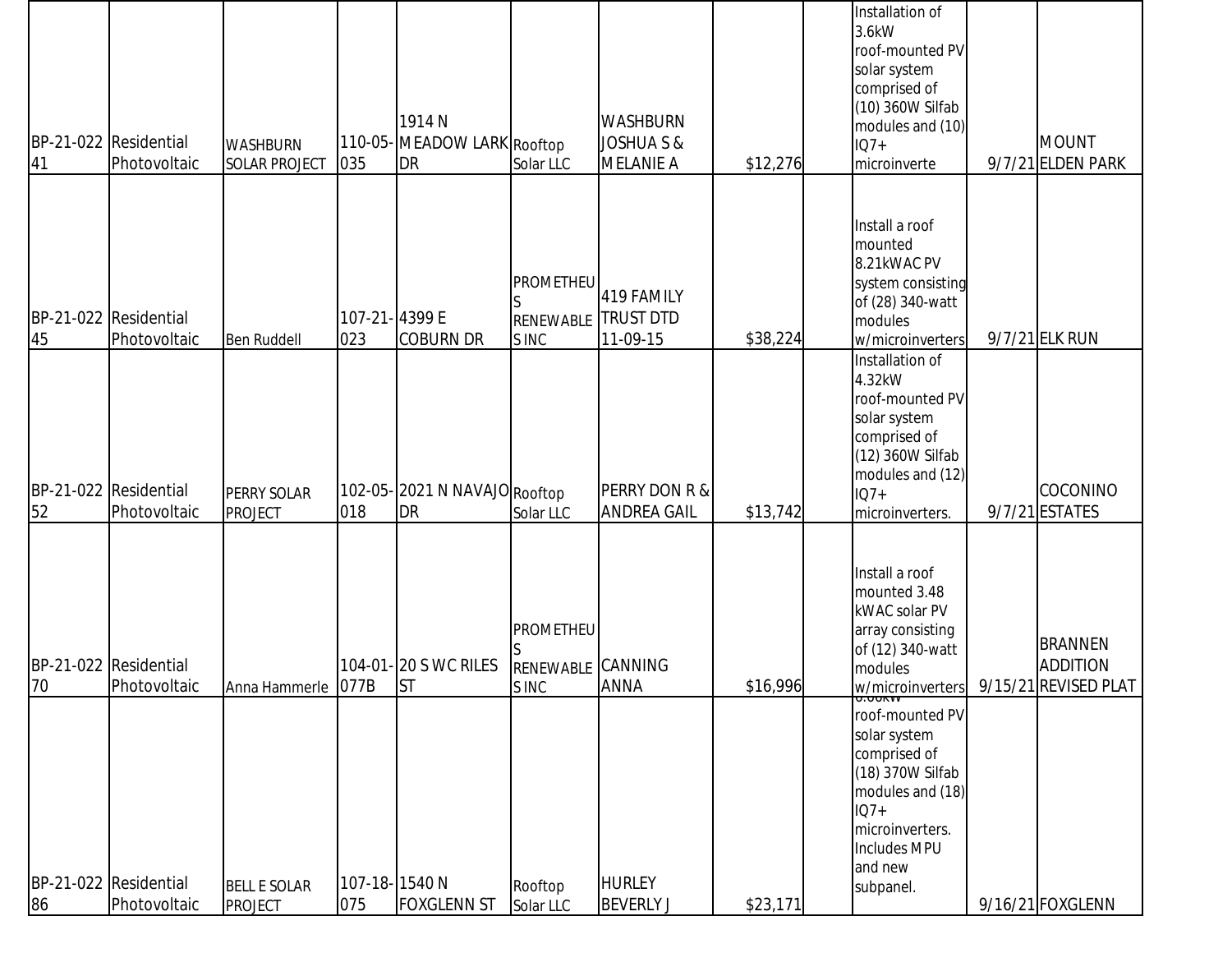| | | | | | | | | | | | |
|---|---|---|---|---|---|---|---|---|---|---|---|
| BP-21-02241 | Residential Photovoltaic | WASHBURN SOLAR PROJECT | 110-05-035 | 1914 N MEADOW LARK DR | Rooftop Solar LLC | WASHBURN JOSHUA S & MELANIE A | $12,276 | | Installation of 3.6kW roof-mounted PV solar system comprised of (10) 360W Silfab modules and (10) IQ7+ microinverte | 9/7/21 | MOUNT ELDEN PARK |
| BP-21-02245 | Residential Photovoltaic | Ben Ruddell | 107-21-023 | 4399 E COBURN DR | PROMETHEUS RENEWABLES INC | 419 FAMILY TRUST DTD 11-09-15 | $38,224 | | Install a roof mounted 8.21kWAC PV system consisting of (28) 340-watt modules w/microinverters | 9/7/21 | ELK RUN |
| BP-21-02252 | Residential Photovoltaic | PERRY SOLAR PROJECT | 102-05-018 | 2021 N NAVAJO DR | Rooftop Solar LLC | PERRY DON R & ANDREA GAIL | $13,742 | | Installation of 4.32kW roof-mounted PV solar system comprised of (12) 360W Silfab modules and (12) IQ7+ microinverters. | 9/7/21 | COCONINO ESTATES |
| BP-21-02270 | Residential Photovoltaic | Anna Hammerle | 104-01-077B | 20 S WC RILES ST | PROMETHEUS RENEWABLES INC | CANNING ANNA | $16,996 | | Install a roof mounted 3.48 kWAC solar PV array consisting of (12) 340-watt modules w/microinverters | 9/15/21 | BRANNEN ADDITION REVISED PLAT |
| BP-21-02286 | Residential Photovoltaic | BELLE SOLAR PROJECT | 107-18-075 | 1540 N FOXGLENN ST | Rooftop Solar LLC | HURLEY BEVERLY J | $23,171 | | 6.66kW roof-mounted PV solar system comprised of (18) 370W Silfab modules and (18) IQ7+ microinverters. Includes MPU and new subpanel. | 9/16/21 | FOXGLENN |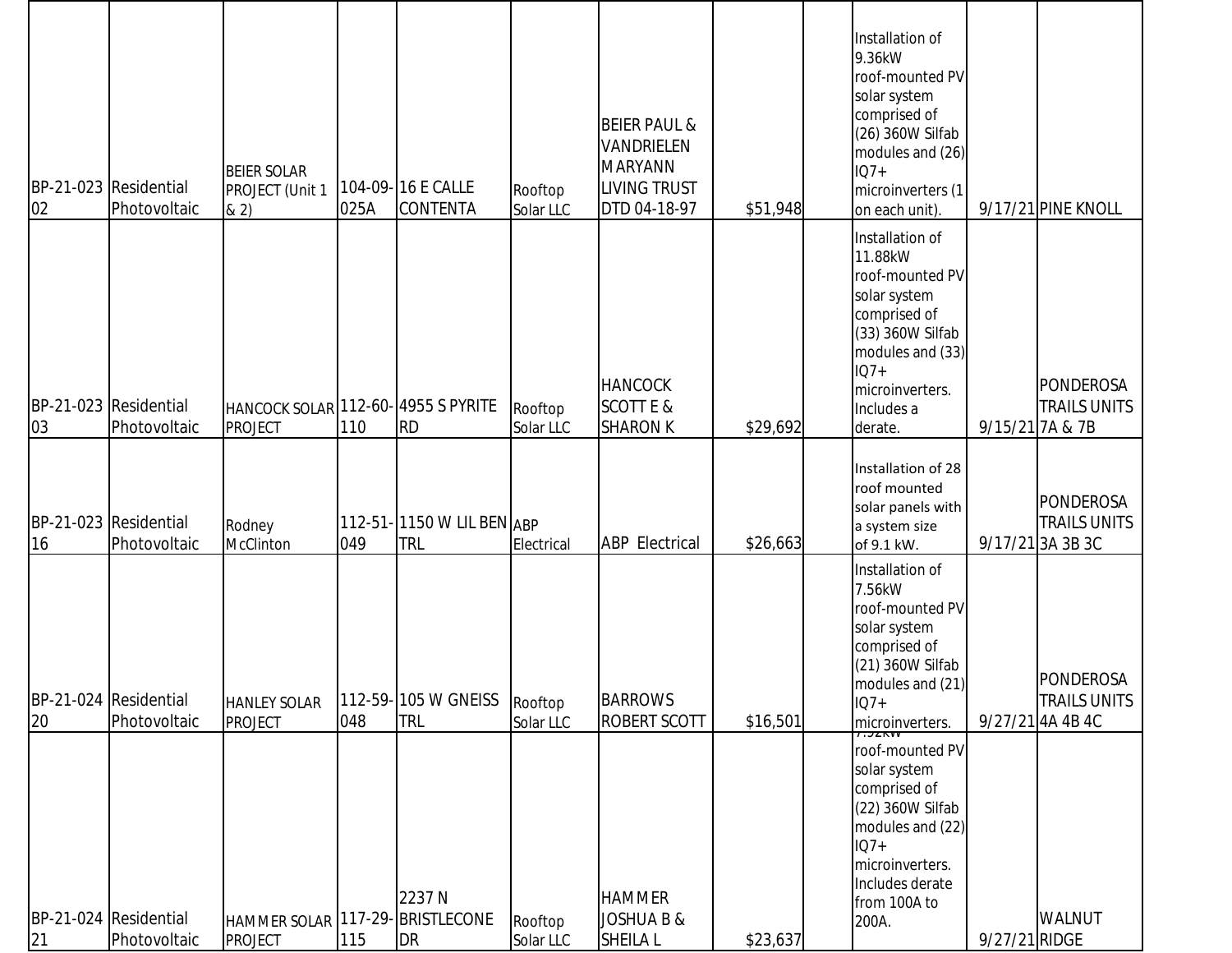| | | | | | | | | | | | |
|---|---|---|---|---|---|---|---|---|---|---|---|
| BP-21-02302 | Residential Photovoltaic | BEIER SOLAR PROJECT (Unit 1 & 2) | 104-09-025A | 16 E CALLE CONTENTA | Rooftop Solar LLC | BEIER PAUL & VANDRIELEN MARYANN LIVING TRUST DTD 04-18-97 | $51,948 | | Installation of 9.36kW roof-mounted PV solar system comprised of (26) 360W Silfab modules and (26) IQ7+ microinverters (1 on each unit). | 9/17/21 | PINE KNOLL |
| BP-21-02303 | Residential Photovoltaic | HANCOCK SOLAR PROJECT | 112-60-110 | 4955 S PYRITE RD | Rooftop Solar LLC | HANCOCK SCOTT E & SHARON K | $29,692 | | Installation of 11.88kW roof-mounted PV solar system comprised of (33) 360W Silfab modules and (33) IQ7+ microinverters. Includes a derate. | 9/15/21 | PONDEROSA TRAILS UNITS 7A & 7B |
| BP-21-02316 | Residential Photovoltaic | Rodney McClinton | 112-51-049 | 1150 W LIL BEN TRL | ABP Electrical | ABP Electrical | $26,663 | | Installation of 28 roof mounted solar panels with a system size of 9.1 kW. | 9/17/21 | PONDEROSA TRAILS UNITS 3A 3B 3C |
| BP-21-02420 | Residential Photovoltaic | HANLEY SOLAR PROJECT | 112-59-048 | 105 W GNEISS TRL | Rooftop Solar LLC | BARROWS ROBERT SCOTT | $16,501 | | Installation of 7.56kW roof-mounted PV solar system comprised of (21) 360W Silfab modules and (21) IQ7+ microinverters. | 9/27/21 | PONDEROSA TRAILS UNITS 4A 4B 4C |
| BP-21-02421 | Residential Photovoltaic | HAMMER SOLAR PROJECT | 117-29-115 | 2237 N BRISTLECONE DR | Rooftop Solar LLC | HAMMER JOSHUA B & SHEILA L | $23,637 | | 7.92kW roof-mounted PV solar system comprised of (22) 360W Silfab modules and (22) IQ7+ microinverters. Includes derate from 100A to 200A. | 9/27/21 | WALNUT RIDGE |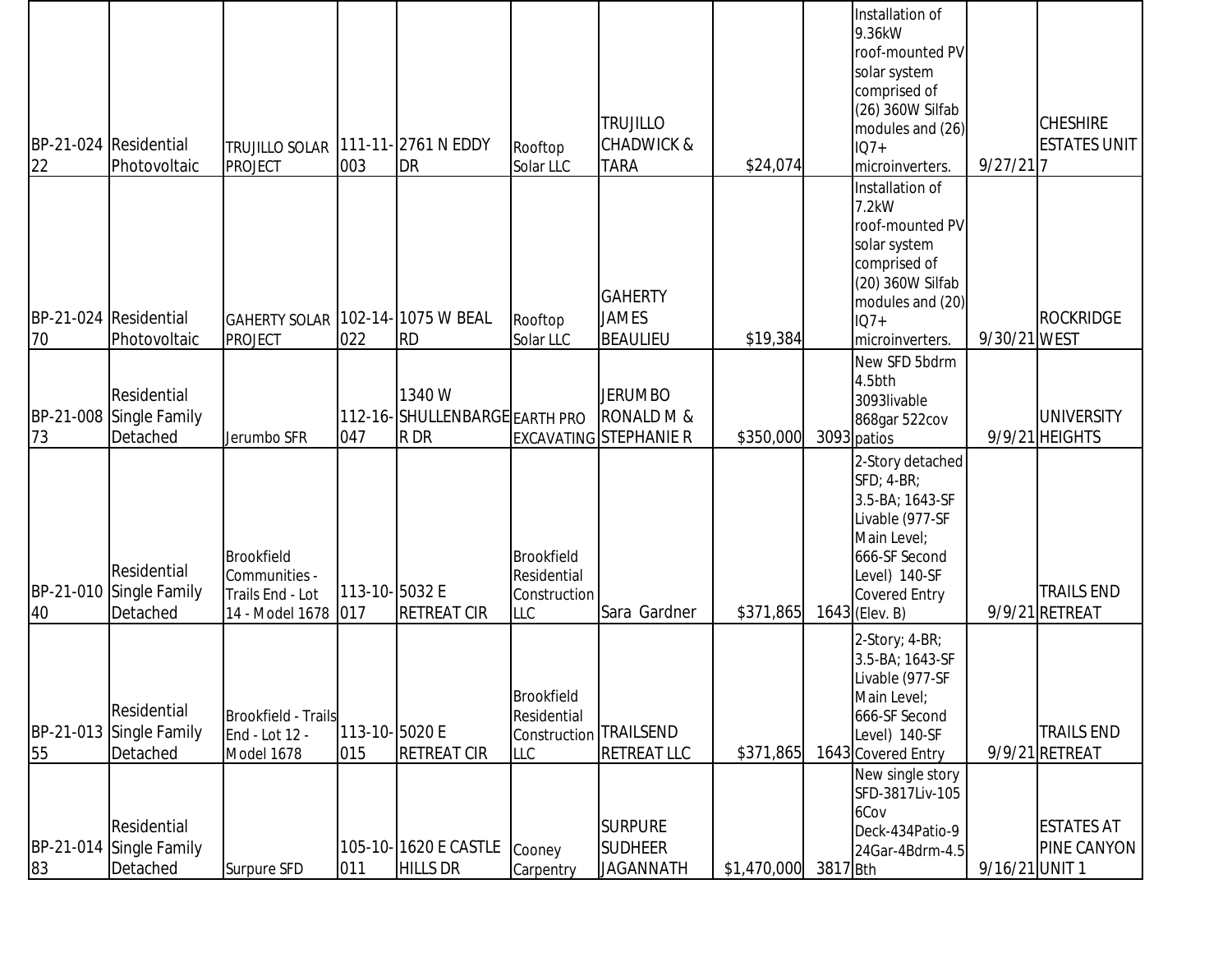| | | | | | | | | | | | |
|---|---|---|---|---|---|---|---|---|---|---|---|
| BP-21-02422 | Residential Photovoltaic | TRUJILLO SOLAR PROJECT | 111-11-003 | 2761 N EDDY DR | Rooftop Solar LLC | TRUJILLO CHADWICK & TARA | $24,074 | | Installation of 9.36kW roof-mounted PV solar system comprised of (26) 360W Silfab modules and (26) IQ7+ microinverters. | 9/27/21 | CHESHIRE ESTATES UNIT 7 |
| BP-21-02470 | Residential Photovoltaic | GAHERTY SOLAR PROJECT | 102-14-022 | 1075 W BEAL RD | Rooftop Solar LLC | GAHERTY JAMES BEAULIEU | $19,384 | | Installation of 7.2kW roof-mounted PV solar system comprised of (20) 360W Silfab modules and (20) IQ7+ microinverters. | 9/30/21 | ROCKRIDGE WEST |
| BP-21-00873 | Residential Single Family Detached | Jerumbo SFR | 112-16-047 | 1340 W SHULLENBARGER DR | EARTH PRO EXCAVATING | JERUMBO RONALD M & STEPHANIE R | $350,000 | 3093 | New SFD 5bdrm 4.5bth 3093livable 868gar 522cov patios | 9/9/21 | UNIVERSITY HEIGHTS |
| BP-21-01040 | Residential Single Family Detached | Brookfield Communities - Trails End - Lot 14 - Model 1678 | 113-10-017 | 5032 E RETREAT CIR | Brookfield Residential Construction LLC | Sara Gardner | $371,865 | 1643 | 2-Story detached SFD; 4-BR; 3.5-BA; 1643-SF Livable (977-SF Main Level; 666-SF Second Level) 140-SF Covered Entry (Elev. B) | 9/9/21 | TRAILS END RETREAT |
| BP-21-01355 | Residential Single Family Detached | Brookfield - Trails End - Lot 12 - Model 1678 | 113-10-015 | 5020 E RETREAT CIR | Brookfield Residential Construction LLC | TRAILSEND RETREAT LLC | $371,865 | 1643 | 2-Story; 4-BR; 3.5-BA; 1643-SF Livable (977-SF Main Level; 666-SF Second Level) 140-SF Covered Entry | 9/9/21 | TRAILS END RETREAT |
| BP-21-01483 | Residential Single Family Detached | Surpure SFD | 105-10-011 | 1620 E CASTLE HILLS DR | Cooney Carpentry | SURPURE SUDHEER JAGANNATH | $1,470,000 | 3817 | New single story SFD-3817Liv-1056Cov Deck-434Patio-924Gar-4Bdrm-4.5Bth | 9/16/21 | ESTATES AT PINE CANYON UNIT 1 |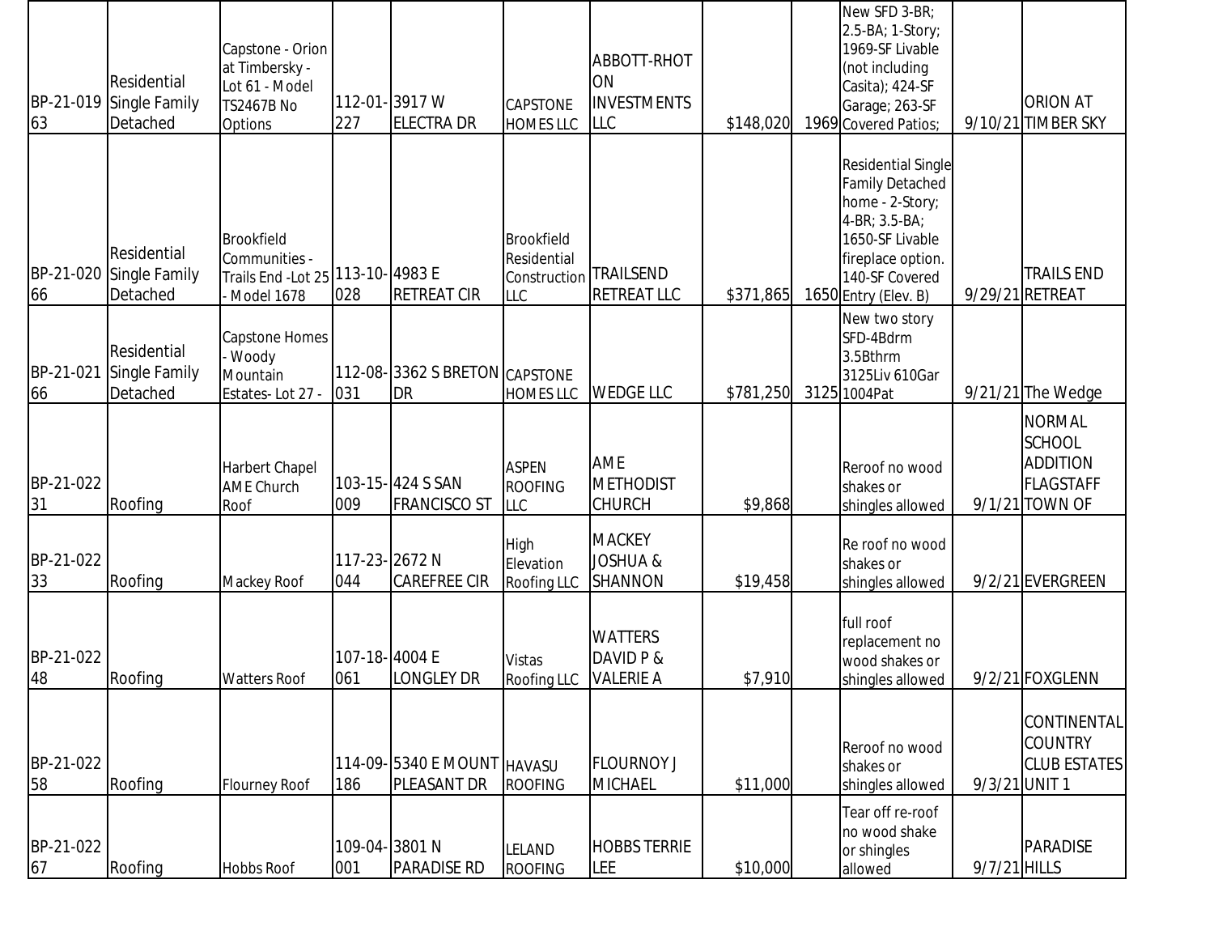| BP-21-01963 | Residential Single Family Detached | Capstone - Orion at Timbersky - Lot 61 - Model TS2467B No Options | 112-01-227 | 3917 W ELECTRA DR | CAPSTONE HOMES LLC | ABBOTT-RHOTON INVESTMENTS LLC | $148,020 | 1969 | New SFD 3-BR; 2.5-BA; 1-Story; 1969-SF Livable (not including Casita); 424-SF Garage; 263-SF Covered Patios; | 9/10/21 | ORION AT TIMBER SKY |
|---|---|---|---|---|---|---|---|---|---|---|---|
| BP-21-02066 | Residential Single Family Detached | Brookfield Communities - Trails End -Lot 25 - Model 1678 | 113-10-028 | 4983 E RETREAT CIR | Brookfield Residential Construction LLC | TRAILSEND RETREAT LLC | $371,865 | 1650 | Residential Single Family Detached home - 2-Story; 4-BR; 3.5-BA; 1650-SF Livable fireplace option. 140-SF Covered Entry (Elev. B) | 9/29/21 | TRAILS END RETREAT |
| BP-21-02166 | Residential Single Family Detached | Capstone Homes - Woody Mountain Estates- Lot 27 - | 112-08-031 | 3362 S BRETON DR | CAPSTONE HOMES LLC | WEDGE LLC | $781,250 | 3125 | New two story SFD-4Bdrm 3.5Bthrm 3125Liv 610Gar 1004Pat | 9/21/21 | The Wedge |
| BP-21-02231 | Roofing | Harbert Chapel AME Church Roof | 103-15-009 | 424 S SAN FRANCISCO ST | ASPEN ROOFING LLC | AME METHODIST CHURCH | $9,868 | | Reroof no wood shakes or shingles allowed | 9/1/21 | NORMAL SCHOOL ADDITION FLAGSTAFF TOWN OF |
| BP-21-02233 | Roofing | Mackey Roof | 117-23-044 | 2672 N CAREFREE CIR | High Elevation Roofing LLC | MACKEY JOSHUA & SHANNON | $19,458 | | Re roof no wood shakes or shingles allowed | 9/2/21 | EVERGREEN |
| BP-21-02248 | Roofing | Watters Roof | 107-18-061 | 4004 E LONGLEY DR | Vistas Roofing LLC | WATTERS DAVID P & VALERIE A | $7,910 | | full roof replacement no wood shakes or shingles allowed | 9/2/21 | FOXGLENN |
| BP-21-02258 | Roofing | Flourney Roof | 114-09-186 | 5340 E MOUNT PLEASANT DR | HAVASU ROOFING | FLOURNOY J MICHAEL | $11,000 | | Reroof no wood shakes or shingles allowed | 9/3/21 | CONTINENTAL COUNTRY CLUB ESTATES UNIT 1 |
| BP-21-02267 | Roofing | Hobbs Roof | 109-04-001 | 3801 N PARADISE RD | LELAND ROOFING | HOBBS TERRIE LEE | $10,000 | | Tear off re-roof no wood shake or shingles allowed | 9/7/21 | PARADISE HILLS |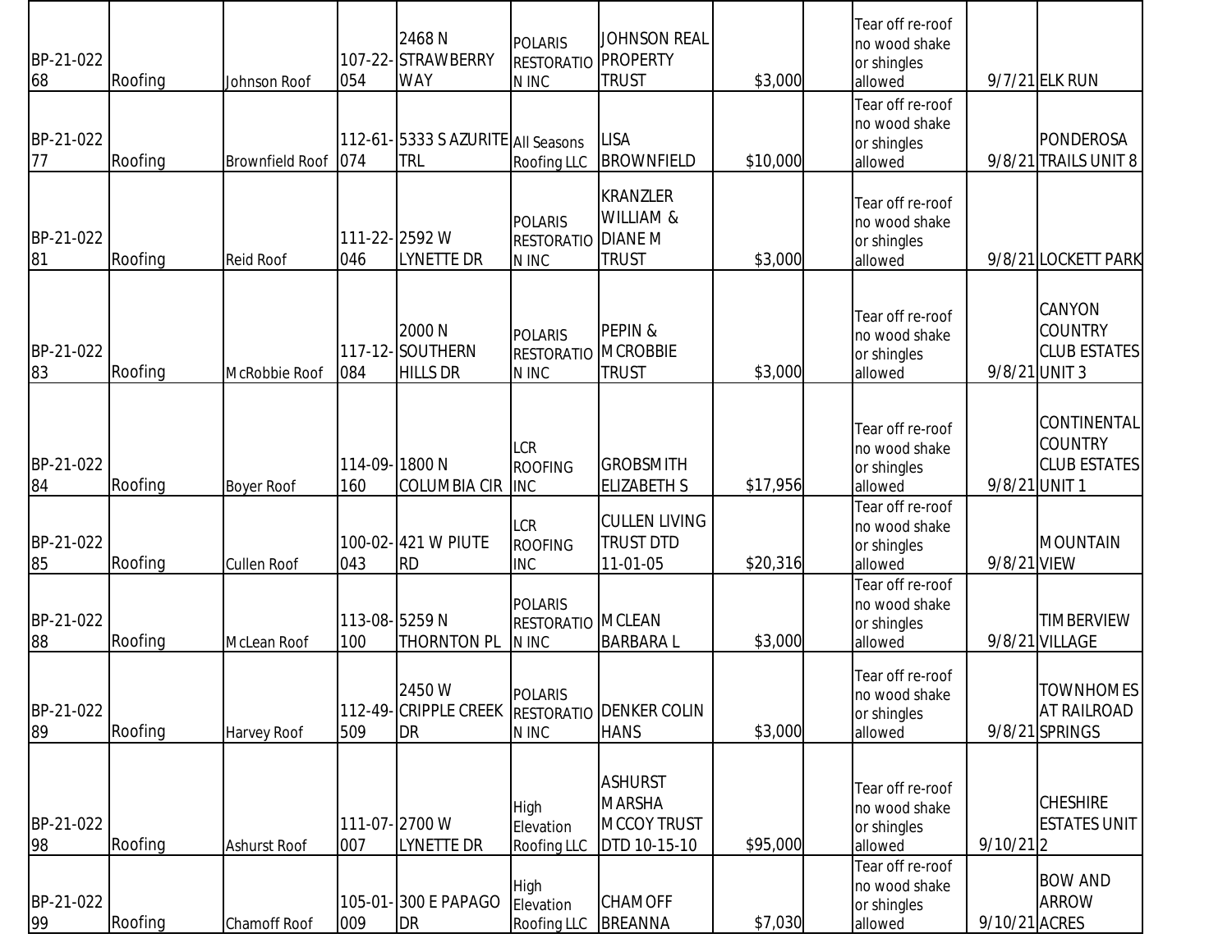| | | | | | | | | | | | |
|---|---|---|---|---|---|---|---|---|---|---|---|
| BP-21-02268 | Roofing | Johnson Roof | 107-22-054 | 2468 N STRAWBERRY WAY | POLARIS RESTORATION INC | JOHNSON REAL PROPERTY TRUST | $3,000 | | Tear off re-roof no wood shake or shingles allowed | 9/7/21 | ELK RUN |
| BP-21-02277 | Roofing | Brownfield Roof | 112-61-074 | 5333 S AZURITE TRL | All Seasons Roofing LLC | LISA BROWNFIELD | $10,000 | | Tear off re-roof no wood shake or shingles allowed | 9/8/21 | PONDEROSA TRAILS UNIT 8 |
| BP-21-02281 | Roofing | Reid Roof | 111-22-046 | 2592 W LYNETTE DR | POLARIS RESTORATION INC | KRANZLER WILLIAM & DIANE M TRUST | $3,000 | | Tear off re-roof no wood shake or shingles allowed | 9/8/21 | LOCKETT PARK |
| BP-21-02283 | Roofing | McRobbie Roof | 117-12-084 | 2000 N SOUTHERN HILLS DR | POLARIS RESTORATION INC | PEPIN & MCROBBIE TRUST | $3,000 | | Tear off re-roof no wood shake or shingles allowed | 9/8/21 | CANYON COUNTRY CLUB ESTATES UNIT 3 |
| BP-21-02284 | Roofing | Boyer Roof | 114-09-160 | 1800 N COLUMBIA CIR | LCR ROOFING INC | GROBSMITH ELIZABETH S | $17,956 | | Tear off re-roof no wood shake or shingles allowed | 9/8/21 | CONTINENTAL COUNTRY CLUB ESTATES UNIT 1 |
| BP-21-02285 | Roofing | Cullen Roof | 100-02-043 | 421 W PIUTE RD | LCR ROOFING INC | CULLEN LIVING TRUST DTD 11-01-05 | $20,316 | | Tear off re-roof no wood shake or shingles allowed | 9/8/21 | MOUNTAIN VIEW |
| BP-21-02288 | Roofing | McLean Roof | 113-08-100 | 5259 N THORNTON PL | POLARIS RESTORATION INC | MCLEAN BARBARA L | $3,000 | | Tear off re-roof no wood shake or shingles allowed | 9/8/21 | TIMBERVIEW VILLAGE |
| BP-21-02289 | Roofing | Harvey Roof | 112-49-509 | 2450 W CRIPPLE CREEK DR | POLARIS RESTORATION INC | DENKER COLIN HANS | $3,000 | | Tear off re-roof no wood shake or shingles allowed | 9/8/21 | TOWNHOMES AT RAILROAD SPRINGS |
| BP-21-02298 | Roofing | Ashurst Roof | 111-07-007 | 2700 W LYNETTE DR | High Elevation Roofing LLC | ASHURST MARSHA MCCOY TRUST DTD 10-15-10 | $95,000 | | Tear off re-roof no wood shake or shingles allowed | 9/10/21 | CHESHIRE ESTATES UNIT 2 |
| BP-21-02299 | Roofing | Chamoff Roof | 105-01-009 | 300 E PAPAGO DR | High Elevation Roofing LLC | CHAMOFF BREANNA | $7,030 | | Tear off re-roof no wood shake or shingles allowed | 9/10/21 | BOW AND ARROW ACRES |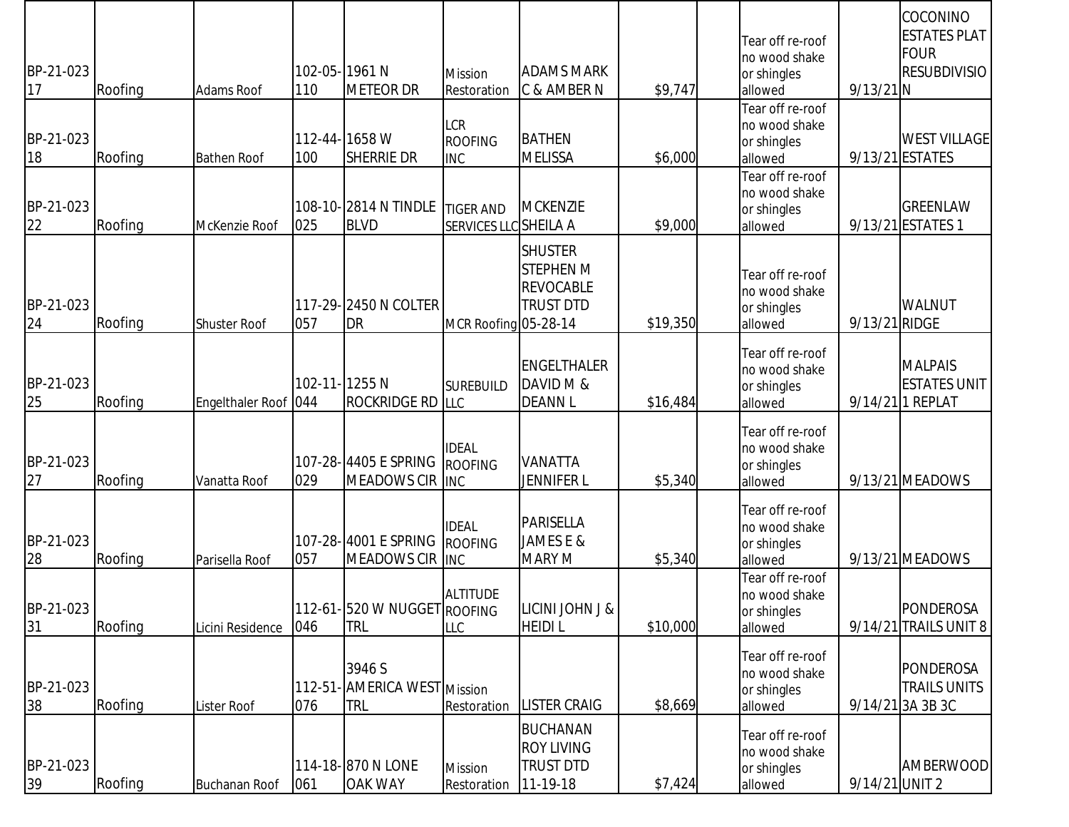| | | | | | | | | | | | |
|---|---|---|---|---|---|---|---|---|---|---|---|
| BP-21-02317 | Roofing | Adams Roof | 102-05-110 | 1961 N METEOR DR | Mission Restoration | ADAMS MARK C & AMBER N | $9,747 | | Tear off re-roof no wood shake or shingles allowed | 9/13/21 | COCONINO ESTATES PLAT FOUR RESUBDIVISION |
| BP-21-02318 | Roofing | Bathen Roof | 112-44-100 | 1658 W SHERRIE DR | LCR ROOFING INC | BATHEN MELISSA | $6,000 | | Tear off re-roof no wood shake or shingles allowed | 9/13/21 | WEST VILLAGE ESTATES |
| BP-21-02322 | Roofing | McKenzie Roof | 108-10-025 | 2814 N TINDLE BLVD | TIGER AND SERVICES LLC | MCKENZIE SHEILA A | $9,000 | | Tear off re-roof no wood shake or shingles allowed | 9/13/21 | GREENLAW ESTATES 1 |
| BP-21-02324 | Roofing | Shuster Roof | 117-29-057 | 2450 N COLTER DR | MCR Roofing | SHUSTER STEPHEN M REVOCABLE TRUST DTD 05-28-14 | $19,350 | | Tear off re-roof no wood shake or shingles allowed | 9/13/21 | WALNUT RIDGE |
| BP-21-02325 | Roofing | Engelthaler Roof | 102-11-044 | 1255 N ROCKRIDGE RD | SUREBUILD LLC | ENGELTHALER DAVID M & DEANN L | $16,484 | | Tear off re-roof no wood shake or shingles allowed | 9/14/21 | MALPAIS ESTATES UNIT 1 REPLAT |
| BP-21-02327 | Roofing | Vanatta Roof | 107-28-029 | 4405 E SPRING MEADOWS CIR | IDEAL ROOFING INC | VANATTA JENNIFER L | $5,340 | | Tear off re-roof no wood shake or shingles allowed | 9/13/21 | MEADOWS |
| BP-21-02328 | Roofing | Parisella Roof | 107-28-057 | 4001 E SPRING MEADOWS CIR | IDEAL ROOFING INC | PARISELLA JAMES E & MARY M | $5,340 | | Tear off re-roof no wood shake or shingles allowed | 9/13/21 | MEADOWS |
| BP-21-02331 | Roofing | Licini Residence | 112-61-046 | 520 W NUGGET TRL | ALTITUDE ROOFING LLC | LICINI JOHN J & HEIDI L | $10,000 | | Tear off re-roof no wood shake or shingles allowed | 9/14/21 | PONDEROSA TRAILS UNIT 8 |
| BP-21-02338 | Roofing | Lister Roof | 112-51-076 | 3946 S AMERICA WEST TRL | Mission Restoration | LISTER CRAIG | $8,669 | | Tear off re-roof no wood shake or shingles allowed | 9/14/21 | PONDEROSA TRAILS UNITS 3A 3B 3C |
| BP-21-02339 | Roofing | Buchanan Roof | 114-18-061 | 870 N LONE OAK WAY | Mission Restoration | BUCHANAN ROY LIVING TRUST DTD 11-19-18 | $7,424 | | Tear off re-roof no wood shake or shingles allowed | 9/14/21 | AMBERWOOD UNIT 2 |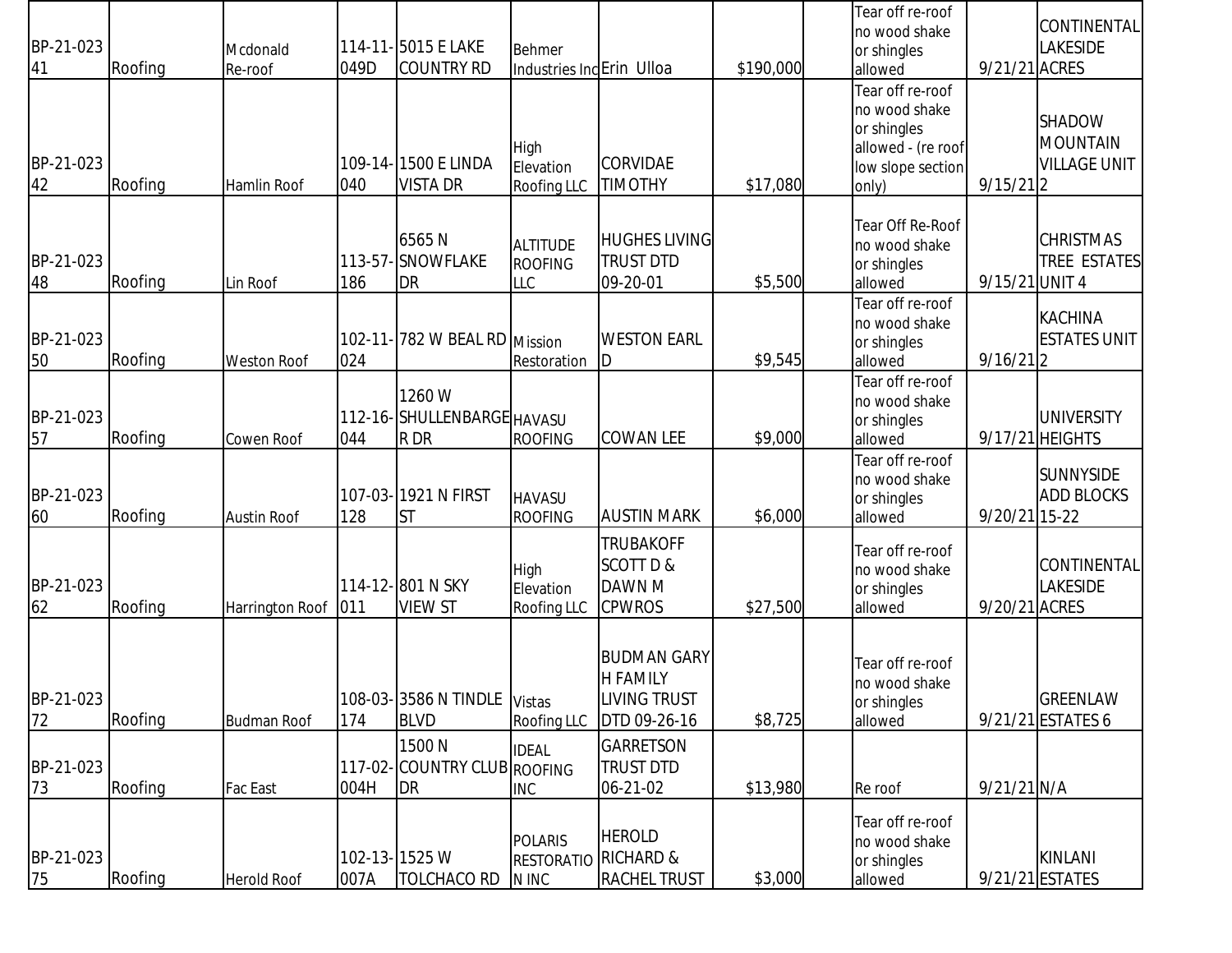| | | | | | | | | | | | |
|---|---|---|---|---|---|---|---|---|---|---|---|
| BP-21-023 41 | Roofing | Mcdonald Re-roof | 114-11-049D | 5015 E LAKE COUNTRY RD | Behmer Industries Inc | Erin Ulloa | $190,000 | | Tear off re-roof no wood shake or shingles allowed | 9/21/21 | CONTINENTAL LAKESIDE ACRES |
| BP-21-023 42 | Roofing | Hamlin Roof | 109-14-040 | 1500 E LINDA VISTA DR | High Elevation Roofing LLC | CORVIDAE TIMOTHY | $17,080 | | Tear off re-roof no wood shake or shingles allowed - (re roof low slope section only) | 9/15/21 | SHADOW MOUNTAIN VILLAGE UNIT 2 |
| BP-21-023 48 | Roofing | Lin Roof | 113-57-186 | 6565 N SNOWFLAKE DR | ALTITUDE ROOFING LLC | HUGHES LIVING TRUST DTD 09-20-01 | $5,500 | | Tear Off Re-Roof no wood shake or shingles allowed | 9/15/21 | CHRISTMAS TREE ESTATES UNIT 4 |
| BP-21-023 50 | Roofing | Weston Roof | 102-11-024 | 782 W BEAL RD | Mission Restoration | WESTON EARL D | $9,545 | | Tear off re-roof no wood shake or shingles allowed | 9/16/21 | KACHINA ESTATES UNIT 2 |
| BP-21-023 57 | Roofing | Cowen Roof | 112-16-044 | 1260 W SHULLENBARGER DR | HAVASU ROOFING | COWAN LEE | $9,000 | | Tear off re-roof no wood shake or shingles allowed | 9/17/21 | UNIVERSITY HEIGHTS |
| BP-21-023 60 | Roofing | Austin Roof | 107-03-128 | 1921 N FIRST ST | HAVASU ROOFING | AUSTIN MARK | $6,000 | | Tear off re-roof no wood shake or shingles allowed | 9/20/21 | SUNNYSIDE ADD BLOCKS 15-22 |
| BP-21-023 62 | Roofing | Harrington Roof | 114-12-011 | 801 N SKY VIEW ST | High Elevation Roofing LLC | TRUBAKOFF SCOTT D & DAWN M CPWROS | $27,500 | | Tear off re-roof no wood shake or shingles allowed | 9/20/21 | CONTINENTAL LAKESIDE ACRES |
| BP-21-023 72 | Roofing | Budman Roof | 108-03-174 | 3586 N TINDLE BLVD | Vistas Roofing LLC | BUDMAN GARY H FAMILY LIVING TRUST DTD 09-26-16 | $8,725 | | Tear off re-roof no wood shake or shingles allowed | 9/21/21 | GREENLAW ESTATES 6 |
| BP-21-023 73 | Roofing | Fac East | 117-02-004H | 1500 N COUNTRY CLUB DR | IDEAL ROOFING INC | GARRETSON TRUST DTD 06-21-02 | $13,980 | | Re roof | 9/21/21 | N/A |
| BP-21-023 75 | Roofing | Herold Roof | 102-13-007A | 1525 W TOLCHACO RD | POLARIS RESTORATION INC | HEROLD RICHARD & RACHEL TRUST | $3,000 | | Tear off re-roof no wood shake or shingles allowed | 9/21/21 | KINLANI ESTATES |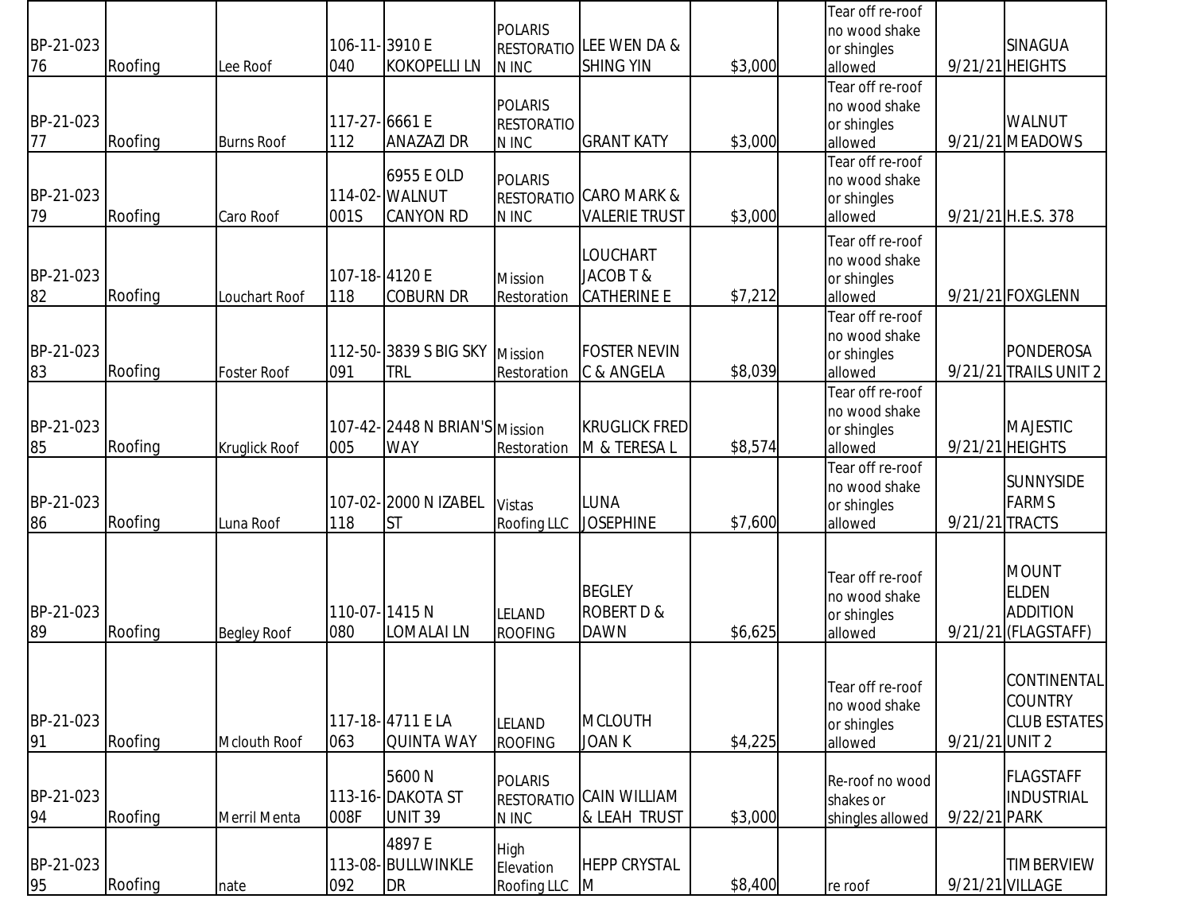| | | | | | | | | | | | |
|---|---|---|---|---|---|---|---|---|---|---|---|
| BP-21-02376 | Roofing | Lee Roof | 106-11-040 | 3910 E KOKOPELLI LN | POLARIS RESTORATION INC | LEE WEN DA & SHING YIN | $3,000 | | Tear off re-roof no wood shake or shingles allowed | 9/21/21 | SINAGUA HEIGHTS |
| BP-21-02377 | Roofing | Burns Roof | 117-27-112 | 6661 E ANAZAZI DR | POLARIS RESTORATION INC | GRANT KATY | $3,000 | | Tear off re-roof no wood shake or shingles allowed | 9/21/21 | WALNUT MEADOWS |
| BP-21-02379 | Roofing | Caro Roof | 114-02-001S | 6955 E OLD WALNUT CANYON RD | POLARIS RESTORATION INC | CARO MARK & VALERIE TRUST | $3,000 | | Tear off re-roof no wood shake or shingles allowed | 9/21/21 | H.E.S. 378 |
| BP-21-02382 | Roofing | Louchart Roof | 107-18-118 | 4120 E COBURN DR | Mission Restoration | LOUCHART JACOB T & CATHERINE E | $7,212 | | Tear off re-roof no wood shake or shingles allowed | 9/21/21 | FOXGLENN |
| BP-21-02383 | Roofing | Foster Roof | 112-50-091 | 3839 S BIG SKY TRL | Mission Restoration | FOSTER NEVIN C & ANGELA | $8,039 | | Tear off re-roof no wood shake or shingles allowed | 9/21/21 | PONDEROSA TRAILS UNIT 2 |
| BP-21-02385 | Roofing | Kruglick Roof | 107-42-005 | 2448 N BRIAN'S WAY | Mission Restoration | KRUGLICK FRED M & TERESA L | $8,574 | | Tear off re-roof no wood shake or shingles allowed | 9/21/21 | MAJESTIC HEIGHTS |
| BP-21-02386 | Roofing | Luna Roof | 107-02-118 | 2000 N IZABEL ST | Vistas Roofing LLC | LUNA JOSEPHINE | $7,600 | | Tear off re-roof no wood shake or shingles allowed | 9/21/21 | SUNNYSIDE FARMS TRACTS |
| BP-21-02389 | Roofing | Begley Roof | 110-07-080 | 1415 N LOMALAI LN | LELAND ROOFING | BEGLEY ROBERT D & DAWN | $6,625 | | Tear off re-roof no wood shake or shingles allowed | 9/21/21 | MOUNT ELDEN ADDITION (FLAGSTAFF) |
| BP-21-02391 | Roofing | Mclouth Roof | 117-18-063 | 4711 E LA QUINTA WAY | LELAND ROOFING | MCLOUTH JOAN K | $4,225 | | Tear off re-roof no wood shake or shingles allowed | 9/21/21 | CONTINENTAL COUNTRY CLUB ESTATES UNIT 2 |
| BP-21-02394 | Roofing | Merril Menta | 113-16-008F | 5600 N DAKOTA ST UNIT 39 | POLARIS RESTORATION INC | CAIN WILLIAM & LEAH TRUST | $3,000 | | Re-roof no wood shakes or shingles allowed | 9/22/21 | FLAGSTAFF INDUSTRIAL PARK |
| BP-21-02395 | Roofing | nate | 113-08-092 | 4897 E BULLWINKLE DR | High Elevation Roofing LLC | HEPP CRYSTAL M | $8,400 | | re roof | 9/21/21 | TIMBERVIEW VILLAGE |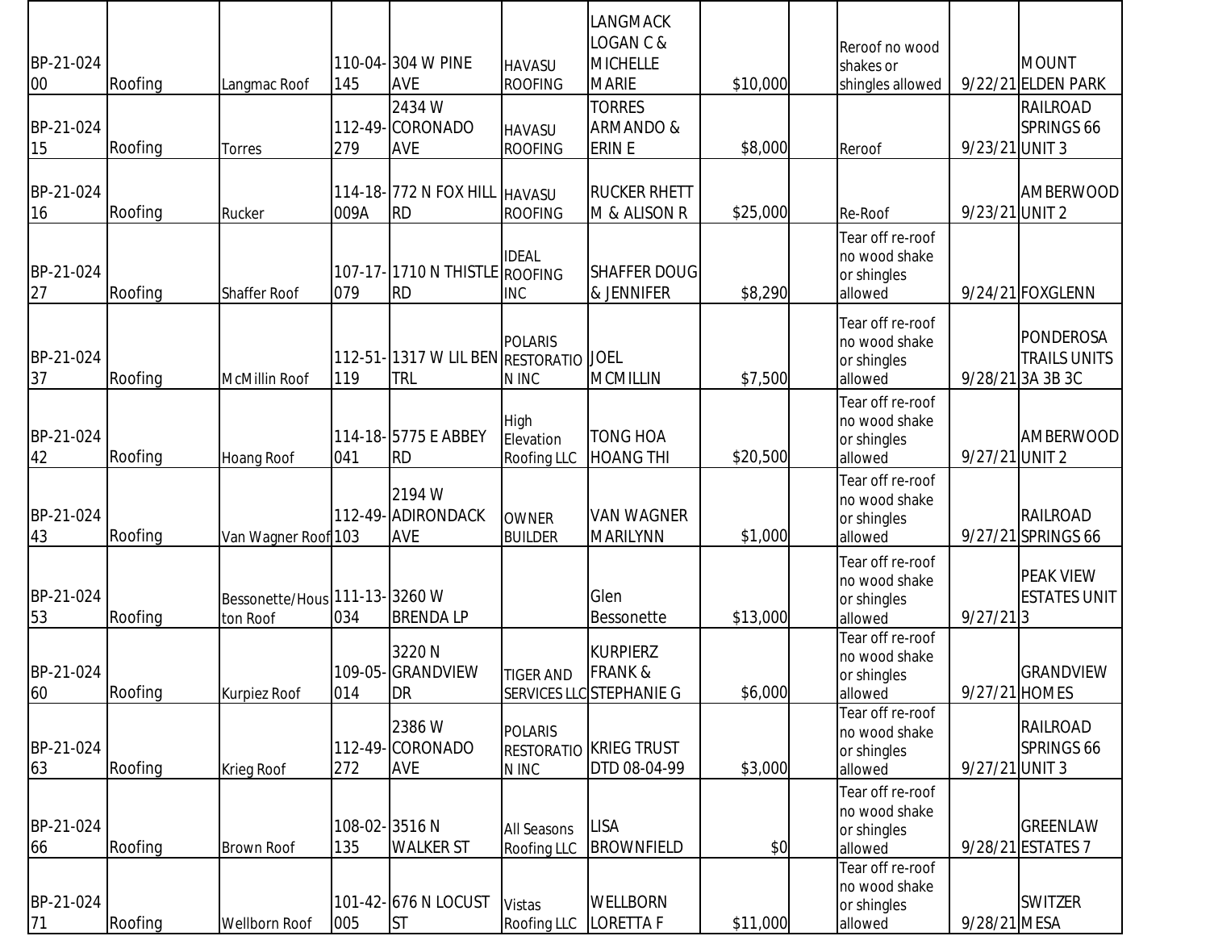| | | | | | | | | | | | |
|---|---|---|---|---|---|---|---|---|---|---|---|
| BP-21-02400 | Roofing | Langmac Roof | 110-04-145 | 304 W PINE AVE | HAVASU ROOFING | LANGMACK LOGAN C & MICHELLE MARIE | $10,000 | | Reroof no wood shakes or shingles allowed | 9/22/21 | MOUNT ELDEN PARK |
| BP-21-02415 | Roofing | Torres | 112-49-279 | 2434 W CORONADO AVE | HAVASU ROOFING | TORRES ARMANDO & ERIN E | $8,000 | | Reroof | 9/23/21 | RAILROAD SPRINGS 66 UNIT 3 |
| BP-21-02416 | Roofing | Rucker | 114-18-009A | 772 N FOX HILL RD | HAVASU ROOFING | RUCKER RHETT M & ALISON R | $25,000 | | Re-Roof | 9/23/21 | AMBERWOOD UNIT 2 |
| BP-21-02427 | Roofing | Shaffer Roof | 107-17-079 | 1710 N THISTLE RD | IDEAL ROOFING INC | SHAFFER DOUG & JENNIFER | $8,290 | | Tear off re-roof no wood shake or shingles allowed | 9/24/21 | FOXGLENN |
| BP-21-02437 | Roofing | McMillin Roof | 112-51-119 | 1317 W LIL BEN TRL | POLARIS RESTORATION INC | JOEL MCMILLIN | $7,500 | | Tear off re-roof no wood shake or shingles allowed | 9/28/21 | PONDEROSA TRAILS UNITS 3A 3B 3C |
| BP-21-02442 | Roofing | Hoang Roof | 114-18-041 | 5775 E ABBEY RD | High Elevation Roofing LLC | TONG HOA HOANG THI | $20,500 | | Tear off re-roof no wood shake or shingles allowed | 9/27/21 | AMBERWOOD UNIT 2 |
| BP-21-02443 | Roofing | Van Wagner Roof | 112-49-103 | 2194 W ADIRONDACK AVE | OWNER BUILDER | VAN WAGNER MARILYNN | $1,000 | | Tear off re-roof no wood shake or shingles allowed | 9/27/21 | RAILROAD SPRINGS 66 |
| BP-21-02453 | Roofing | Bessonette/Houston Roof | 111-13-034 | 3260 W BRENDA LP | | Glen Bessonette | $13,000 | | Tear off re-roof no wood shake or shingles allowed | 9/27/21 | PEAK VIEW ESTATES UNIT 3 |
| BP-21-02460 | Roofing | Kurpiez Roof | 109-05-014 | 3220 N GRANDVIEW DR | TIGER AND SERVICES LLC | KURPIERZ FRANK & STEPHANIE G | $6,000 | | Tear off re-roof no wood shake or shingles allowed | 9/27/21 | GRANDVIEW HOMES |
| BP-21-02463 | Roofing | Krieg Roof | 112-49-272 | 2386 W CORONADO AVE | POLARIS RESTORATION INC | KRIEG TRUST DTD 08-04-99 | $3,000 | | Tear off re-roof no wood shake or shingles allowed | 9/27/21 | RAILROAD SPRINGS 66 UNIT 3 |
| BP-21-02466 | Roofing | Brown Roof | 108-02-135 | 3516 N WALKER ST | All Seasons Roofing LLC | LISA BROWNFIELD | $0 | | Tear off re-roof no wood shake or shingles allowed | 9/28/21 | GREENLAW ESTATES 7 |
| BP-21-02471 | Roofing | Wellborn Roof | 101-42-005 | 676 N LOCUST ST | Vistas Roofing LLC | WELLBORN LORETTA F | $11,000 | | Tear off re-roof no wood shake or shingles allowed | 9/28/21 | SWITZER MESA |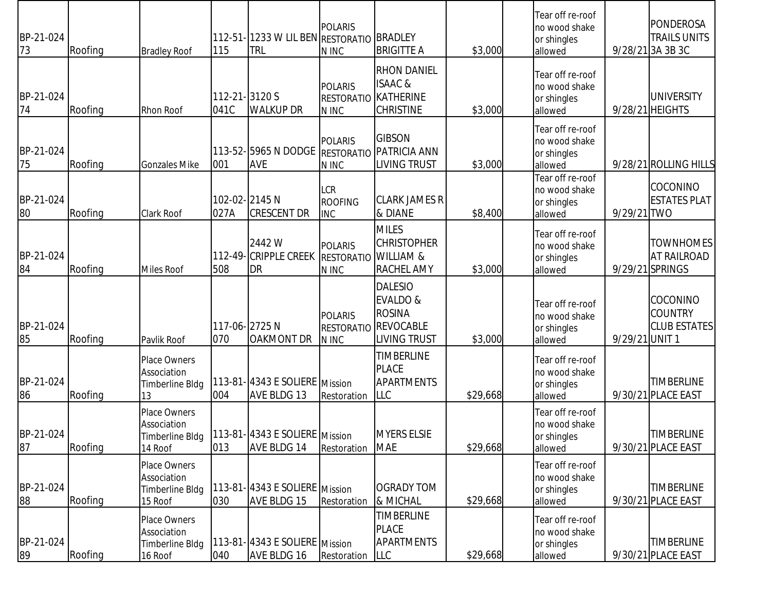| | | | | | | | | | | | |
|---|---|---|---|---|---|---|---|---|---|---|---|
| BP-21-02473 | Roofing | Bradley Roof | 112-51-115 | 1233 W LIL BEN TRL | POLARIS RESTORATION INC | BRADLEY BRIGITTE A | $3,000 | | Tear off re-roof no wood shake or shingles allowed | 9/28/21 | PONDEROSA TRAILS UNITS 3A 3B 3C |
| BP-21-02474 | Roofing | Rhon Roof | 112-21-041C | 3120 S WALKUP DR | POLARIS RESTORATION INC | RHON DANIEL ISAAC & KATHERINE CHRISTINE | $3,000 | | Tear off re-roof no wood shake or shingles allowed | 9/28/21 | UNIVERSITY HEIGHTS |
| BP-21-02475 | Roofing | Gonzales Mike | 113-52-001 | 5965 N DODGE AVE | POLARIS RESTORATION INC | GIBSON PATRICIA ANN LIVING TRUST | $3,000 | | Tear off re-roof no wood shake or shingles allowed | 9/28/21 | ROLLING HILLS |
| BP-21-02480 | Roofing | Clark Roof | 102-02-027A | 2145 N CRESCENT DR | LCR ROOFING INC | CLARK JAMES R & DIANE | $8,400 | | Tear off re-roof no wood shake or shingles allowed | 9/29/21 | COCONINO ESTATES PLAT TWO |
| BP-21-02484 | Roofing | Miles Roof | 112-49-508 | 2442 W CRIPPLE CREEK DR | POLARIS RESTORATION INC | MILES CHRISTOPHER WILLIAM & RACHEL AMY | $3,000 | | Tear off re-roof no wood shake or shingles allowed | 9/29/21 | TOWNHOMES AT RAILROAD SPRINGS |
| BP-21-02485 | Roofing | Pavlik Roof | 117-06-070 | 2725 N OAKMONT DR | POLARIS RESTORATION INC | DALESIO EVALDO & ROSINA REVOCABLE LIVING TRUST | $3,000 | | Tear off re-roof no wood shake or shingles allowed | 9/29/21 | COCONINO COUNTRY CLUB ESTATES UNIT 1 |
| BP-21-02486 | Roofing | Place Owners Association Timberline Bldg 13 | 113-81-004 | 4343 E SOLIERE AVE BLDG 13 | Mission Restoration | TIMBERLINE PLACE APARTMENTS LLC | $29,668 | | Tear off re-roof no wood shake or shingles allowed | 9/30/21 | TIMBERLINE PLACE EAST |
| BP-21-02487 | Roofing | Place Owners Association Timberline Bldg 14 Roof | 113-81-013 | 4343 E SOLIERE AVE BLDG 14 | Mission Restoration | MYERS ELSIE MAE | $29,668 | | Tear off re-roof no wood shake or shingles allowed | 9/30/21 | TIMBERLINE PLACE EAST |
| BP-21-02488 | Roofing | Place Owners Association Timberline Bldg 15 Roof | 113-81-030 | 4343 E SOLIERE AVE BLDG 15 | Mission Restoration | OGRADY TOM & MICHAL | $29,668 | | Tear off re-roof no wood shake or shingles allowed | 9/30/21 | TIMBERLINE PLACE EAST |
| BP-21-02489 | Roofing | Place Owners Association Timberline Bldg 16 Roof | 113-81-040 | 4343 E SOLIERE AVE BLDG 16 | Mission Restoration | TIMBERLINE PLACE APARTMENTS LLC | $29,668 | | Tear off re-roof no wood shake or shingles allowed | 9/30/21 | TIMBERLINE PLACE EAST |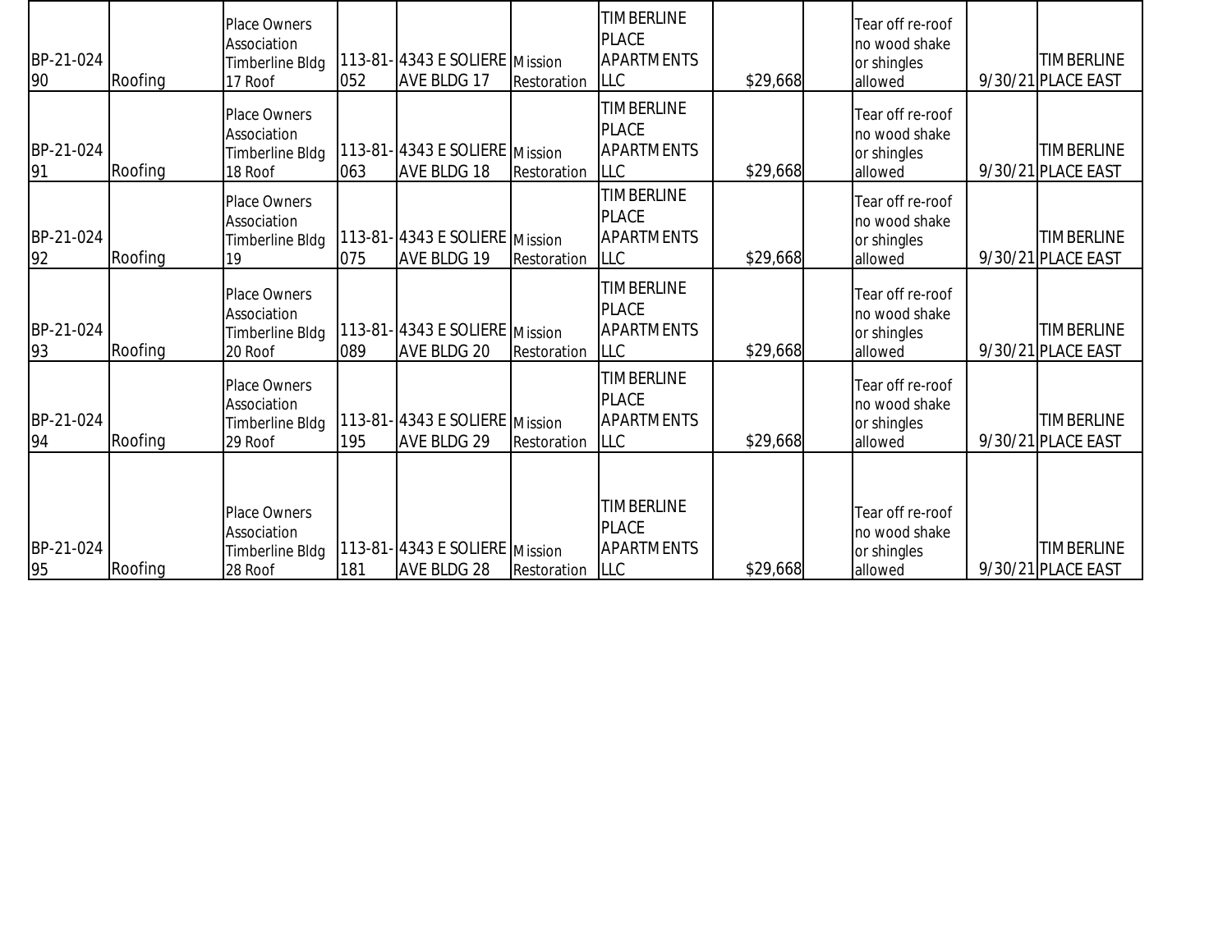| | | | | | | | | | | | |
|---|---|---|---|---|---|---|---|---|---|---|---|
| BP-21-02490 | Roofing | Place Owners Association Timberline Bldg 17 Roof | 113-81-052 | 4343 E SOLIERE AVE BLDG 17 | Mission Restoration | TIMBERLINE PLACE APARTMENTS LLC | $29,668 | | Tear off re-roof no wood shake or shingles allowed | 9/30/21 | TIMBERLINE PLACE EAST |
| BP-21-02491 | Roofing | Place Owners Association Timberline Bldg 18 Roof | 113-81-063 | 4343 E SOLIERE AVE BLDG 18 | Mission Restoration | TIMBERLINE PLACE APARTMENTS LLC | $29,668 | | Tear off re-roof no wood shake or shingles allowed | 9/30/21 | TIMBERLINE PLACE EAST |
| BP-21-02492 | Roofing | Place Owners Association Timberline Bldg 19 | 113-81-075 | 4343 E SOLIERE AVE BLDG 19 | Mission Restoration | TIMBERLINE PLACE APARTMENTS LLC | $29,668 | | Tear off re-roof no wood shake or shingles allowed | 9/30/21 | TIMBERLINE PLACE EAST |
| BP-21-02493 | Roofing | Place Owners Association Timberline Bldg 20 Roof | 113-81-089 | 4343 E SOLIERE AVE BLDG 20 | Mission Restoration | TIMBERLINE PLACE APARTMENTS LLC | $29,668 | | Tear off re-roof no wood shake or shingles allowed | 9/30/21 | TIMBERLINE PLACE EAST |
| BP-21-02494 | Roofing | Place Owners Association Timberline Bldg 29 Roof | 113-81-195 | 4343 E SOLIERE AVE BLDG 29 | Mission Restoration | TIMBERLINE PLACE APARTMENTS LLC | $29,668 | | Tear off re-roof no wood shake or shingles allowed | 9/30/21 | TIMBERLINE PLACE EAST |
| BP-21-02495 | Roofing | Place Owners Association Timberline Bldg 28 Roof | 113-81-181 | 4343 E SOLIERE AVE BLDG 28 | Mission Restoration | TIMBERLINE PLACE APARTMENTS LLC | $29,668 | | Tear off re-roof no wood shake or shingles allowed | 9/30/21 | TIMBERLINE PLACE EAST |